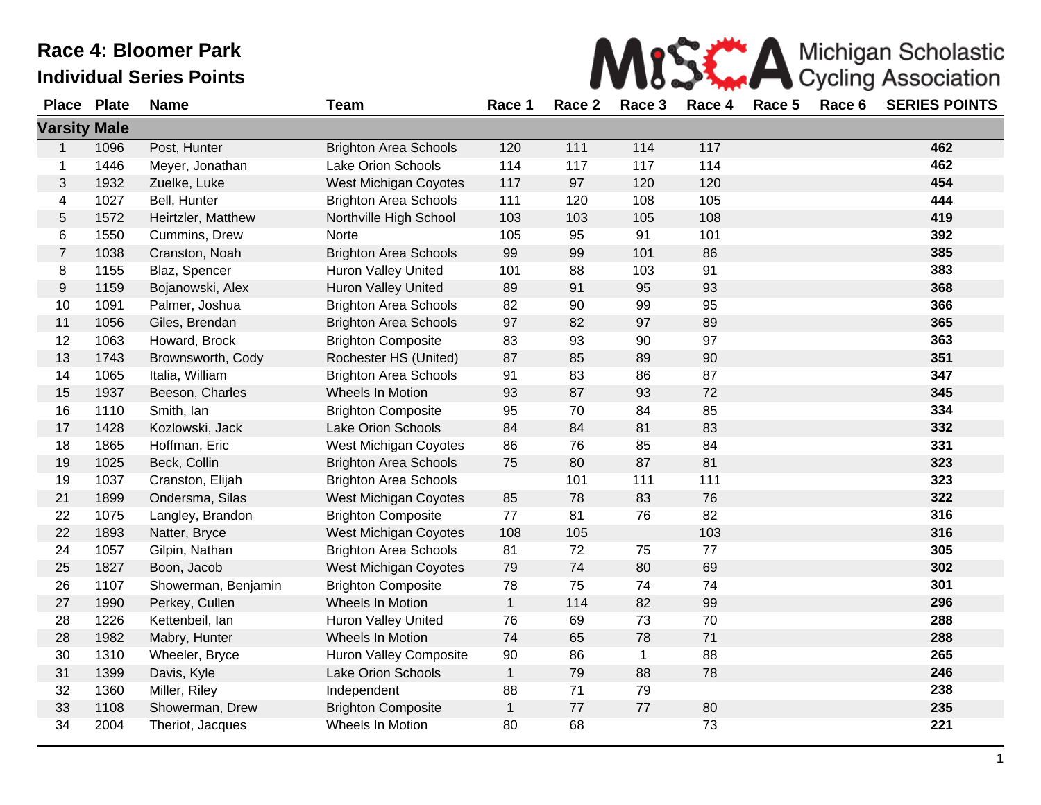# Race 4: Bloomer Park

## Individual Series Points

Michigan Scholastic Cycling Association

| Place | Plate | Name | Team | Race 1 | Race 2 | Race 3 | Race 4 | Race 5 | Race 6 | SERIES POINTS |
|---|---|---|---|---|---|---|---|---|---|---|
| **Varsity Male** | | | | | | | | | | |
| 1 | 1096 | Post, Hunter | Brighton Area Schools | 120 | 111 | 114 | 117 | | | **462** |
| 1 | 1446 | Meyer, Jonathan | Lake Orion Schools | 114 | 117 | 117 | 114 | | | **462** |
| 3 | 1932 | Zuelke, Luke | West Michigan Coyotes | 117 | 97 | 120 | 120 | | | **454** |
| 4 | 1027 | Bell, Hunter | Brighton Area Schools | 111 | 120 | 108 | 105 | | | **444** |
| 5 | 1572 | Heirtzler, Matthew | Northville High School | 103 | 103 | 105 | 108 | | | **419** |
| 6 | 1550 | Cummins, Drew | Norte | 105 | 95 | 91 | 101 | | | **392** |
| 7 | 1038 | Cranston, Noah | Brighton Area Schools | 99 | 99 | 101 | 86 | | | **385** |
| 8 | 1155 | Blaz, Spencer | Huron Valley United | 101 | 88 | 103 | 91 | | | **383** |
| 9 | 1159 | Bojanowski, Alex | Huron Valley United | 89 | 91 | 95 | 93 | | | **368** |
| 10 | 1091 | Palmer, Joshua | Brighton Area Schools | 82 | 90 | 99 | 95 | | | **366** |
| 11 | 1056 | Giles, Brendan | Brighton Area Schools | 97 | 82 | 97 | 89 | | | **365** |
| 12 | 1063 | Howard, Brock | Brighton Composite | 83 | 93 | 90 | 97 | | | **363** |
| 13 | 1743 | Brownsworth, Cody | Rochester HS (United) | 87 | 85 | 89 | 90 | | | **351** |
| 14 | 1065 | Italia, William | Brighton Area Schools | 91 | 83 | 86 | 87 | | | **347** |
| 15 | 1937 | Beeson, Charles | Wheels In Motion | 93 | 87 | 93 | 72 | | | **345** |
| 16 | 1110 | Smith, Ian | Brighton Composite | 95 | 70 | 84 | 85 | | | **334** |
| 17 | 1428 | Kozlowski, Jack | Lake Orion Schools | 84 | 84 | 81 | 83 | | | **332** |
| 18 | 1865 | Hoffman, Eric | West Michigan Coyotes | 86 | 76 | 85 | 84 | | | **331** |
| 19 | 1025 | Beck, Collin | Brighton Area Schools | 75 | 80 | 87 | 81 | | | **323** |
| 19 | 1037 | Cranston, Elijah | Brighton Area Schools | | 101 | 111 | 111 | | | **323** |
| 21 | 1899 | Ondersma, Silas | West Michigan Coyotes | 85 | 78 | 83 | 76 | | | **322** |
| 22 | 1075 | Langley, Brandon | Brighton Composite | 77 | 81 | 76 | 82 | | | **316** |
| 22 | 1893 | Natter, Bryce | West Michigan Coyotes | 108 | 105 | | 103 | | | **316** |
| 24 | 1057 | Gilpin, Nathan | Brighton Area Schools | 81 | 72 | 75 | 77 | | | **305** |
| 25 | 1827 | Boon, Jacob | West Michigan Coyotes | 79 | 74 | 80 | 69 | | | **302** |
| 26 | 1107 | Showerman, Benjamin | Brighton Composite | 78 | 75 | 74 | 74 | | | **301** |
| 27 | 1990 | Perkey, Cullen | Wheels In Motion | 1 | 114 | 82 | 99 | | | **296** |
| 28 | 1226 | Kettenbeil, Ian | Huron Valley United | 76 | 69 | 73 | 70 | | | **288** |
| 28 | 1982 | Mabry, Hunter | Wheels In Motion | 74 | 65 | 78 | 71 | | | **288** |
| 30 | 1310 | Wheeler, Bryce | Huron Valley Composite | 90 | 86 | 1 | 88 | | | **265** |
| 31 | 1399 | Davis, Kyle | Lake Orion Schools | 1 | 79 | 88 | 78 | | | **246** |
| 32 | 1360 | Miller, Riley | Independent | 88 | 71 | 79 | | | | **238** |
| 33 | 1108 | Showerman, Drew | Brighton Composite | 1 | 77 | 77 | 80 | | | **235** |
| 34 | 2004 | Theriot, Jacques | Wheels In Motion | 80 | 68 | | 73 | | | **221** |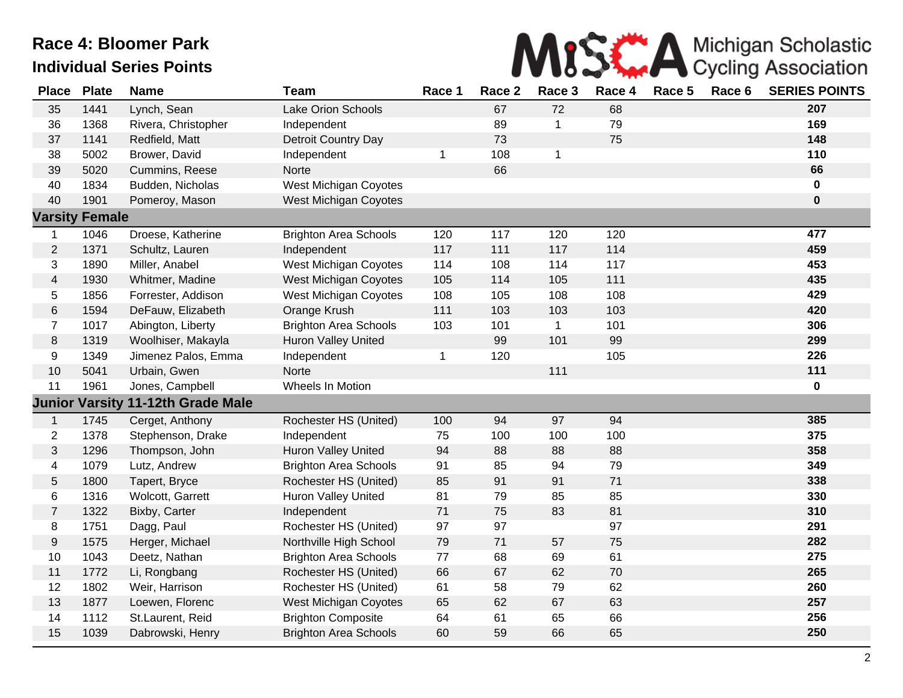# Race 4: Bloomer Park

## Individual Series Points

| Place | Plate | Name | Team | Race 1 | Race 2 | Race 3 | Race 4 | Race 5 | Race 6 | SERIES POINTS |
|---|---|---|---|---|---|---|---|---|---|---|
| 35 | 1441 | Lynch, Sean | Lake Orion Schools | | 67 | 72 | 68 | | | **207** |
| 36 | 1368 | Rivera, Christopher | Independent | | 89 | 1 | 79 | | | **169** |
| 37 | 1141 | Redfield, Matt | Detroit Country Day | | 73 | | 75 | | | **148** |
| 38 | 5002 | Brower, David | Independent | 1 | 108 | 1 | | | | **110** |
| 39 | 5020 | Cummins, Reese | Norte | | 66 | | | | | **66** |
| 40 | 1834 | Budden, Nicholas | West Michigan Coyotes | | | | | | | **0** |
| 40 | 1901 | Pomeroy, Mason | West Michigan Coyotes | | | | | | | **0** |
| **Varsity Female** | | | | | | | | | | |
| 1 | 1046 | Droese, Katherine | Brighton Area Schools | 120 | 117 | 120 | 120 | | | **477** |
| 2 | 1371 | Schultz, Lauren | Independent | 117 | 111 | 117 | 114 | | | **459** |
| 3 | 1890 | Miller, Anabel | West Michigan Coyotes | 114 | 108 | 114 | 117 | | | **453** |
| 4 | 1930 | Whitmer, Madine | West Michigan Coyotes | 105 | 114 | 105 | 111 | | | **435** |
| 5 | 1856 | Forrester, Addison | West Michigan Coyotes | 108 | 105 | 108 | 108 | | | **429** |
| 6 | 1594 | DeFauw, Elizabeth | Orange Krush | 111 | 103 | 103 | 103 | | | **420** |
| 7 | 1017 | Abington, Liberty | Brighton Area Schools | 103 | 101 | 1 | 101 | | | **306** |
| 8 | 1319 | Woolhiser, Makayla | Huron Valley United | | 99 | 101 | 99 | | | **299** |
| 9 | 1349 | Jimenez Palos, Emma | Independent | 1 | 120 | | 105 | | | **226** |
| 10 | 5041 | Urbain, Gwen | Norte | | | 111 | | | | **111** |
| 11 | 1961 | Jones, Campbell | Wheels In Motion | | | | | | | **0** |
| **Junior Varsity 11-12th Grade Male** | | | | | | | | | | |
| 1 | 1745 | Cerget, Anthony | Rochester HS (United) | 100 | 94 | 97 | 94 | | | **385** |
| 2 | 1378 | Stephenson, Drake | Independent | 75 | 100 | 100 | 100 | | | **375** |
| 3 | 1296 | Thompson, John | Huron Valley United | 94 | 88 | 88 | 88 | | | **358** |
| 4 | 1079 | Lutz, Andrew | Brighton Area Schools | 91 | 85 | 94 | 79 | | | **349** |
| 5 | 1800 | Tapert, Bryce | Rochester HS (United) | 85 | 91 | 91 | 71 | | | **338** |
| 6 | 1316 | Wolcott, Garrett | Huron Valley United | 81 | 79 | 85 | 85 | | | **330** |
| 7 | 1322 | Bixby, Carter | Independent | 71 | 75 | 83 | 81 | | | **310** |
| 8 | 1751 | Dagg, Paul | Rochester HS (United) | 97 | 97 | | 97 | | | **291** |
| 9 | 1575 | Herger, Michael | Northville High School | 79 | 71 | 57 | 75 | | | **282** |
| 10 | 1043 | Deetz, Nathan | Brighton Area Schools | 77 | 68 | 69 | 61 | | | **275** |
| 11 | 1772 | Li, Rongbang | Rochester HS (United) | 66 | 67 | 62 | 70 | | | **265** |
| 12 | 1802 | Weir, Harrison | Rochester HS (United) | 61 | 58 | 79 | 62 | | | **260** |
| 13 | 1877 | Loewen, Florenc | West Michigan Coyotes | 65 | 62 | 67 | 63 | | | **257** |
| 14 | 1112 | St.Laurent, Reid | Brighton Composite | 64 | 61 | 65 | 66 | | | **256** |
| 15 | 1039 | Dabrowski, Henry | Brighton Area Schools | 60 | 59 | 66 | 65 | | | **250** |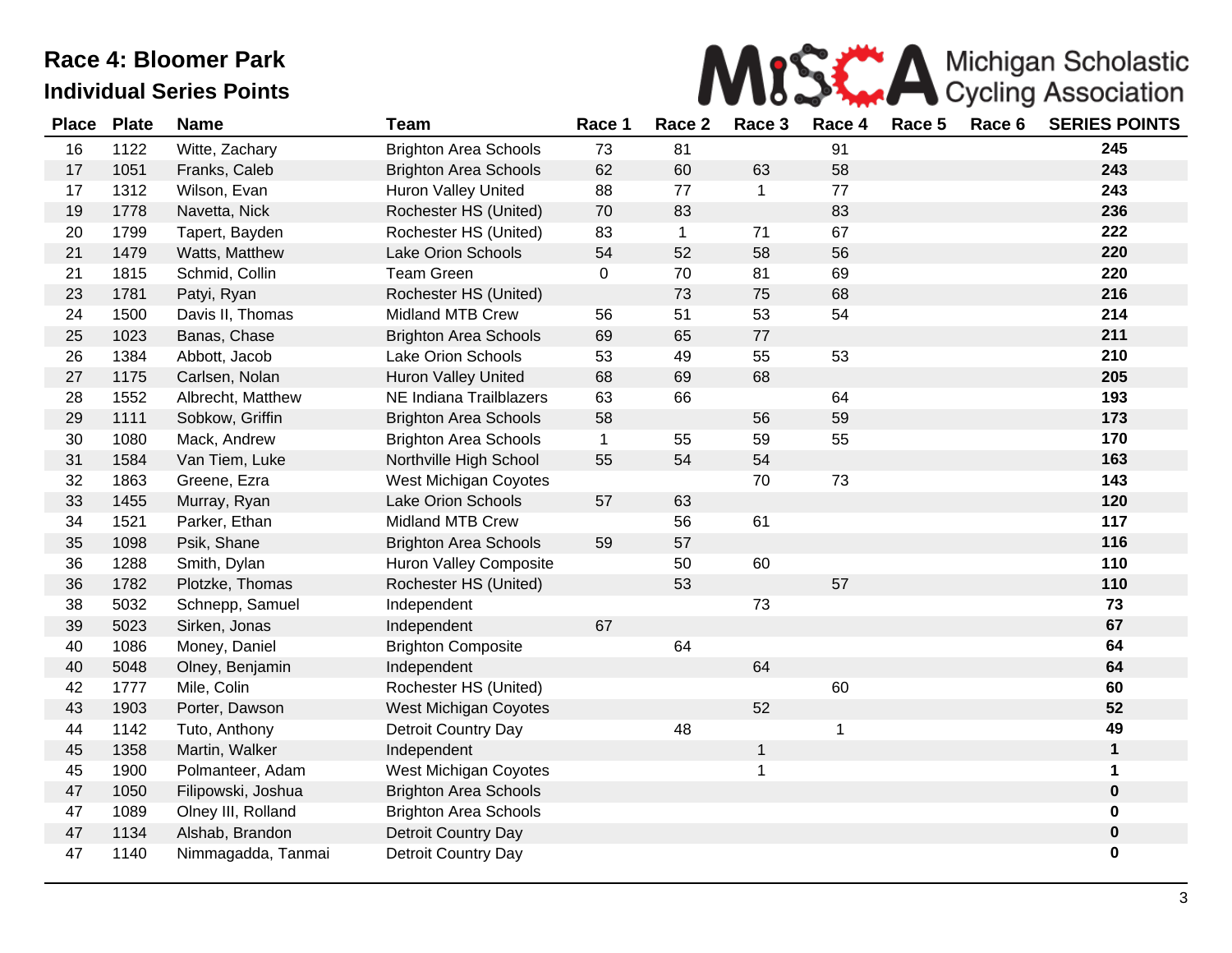# Race 4: Bloomer Park

## Individual Series Points

MiSCA Michigan Scholastic Cycling Association

| Place | Plate | Name | Team | Race 1 | Race 2 | Race 3 | Race 4 | Race 5 | Race 6 | SERIES POINTS |
|---|---|---|---|---|---|---|---|---|---|---|
| 16 | 1122 | Witte, Zachary | Brighton Area Schools | 73 | 81 | | 91 | | | **245** |
| 17 | 1051 | Franks, Caleb | Brighton Area Schools | 62 | 60 | 63 | 58 | | | **243** |
| 17 | 1312 | Wilson, Evan | Huron Valley United | 88 | 77 | 1 | 77 | | | **243** |
| 19 | 1778 | Navetta, Nick | Rochester HS (United) | 70 | 83 | | 83 | | | **236** |
| 20 | 1799 | Tapert, Bayden | Rochester HS (United) | 83 | 1 | 71 | 67 | | | **222** |
| 21 | 1479 | Watts, Matthew | Lake Orion Schools | 54 | 52 | 58 | 56 | | | **220** |
| 21 | 1815 | Schmid, Collin | Team Green | 0 | 70 | 81 | 69 | | | **220** |
| 23 | 1781 | Patyi, Ryan | Rochester HS (United) | | 73 | 75 | 68 | | | **216** |
| 24 | 1500 | Davis II, Thomas | Midland MTB Crew | 56 | 51 | 53 | 54 | | | **214** |
| 25 | 1023 | Banas, Chase | Brighton Area Schools | 69 | 65 | 77 | | | | **211** |
| 26 | 1384 | Abbott, Jacob | Lake Orion Schools | 53 | 49 | 55 | 53 | | | **210** |
| 27 | 1175 | Carlsen, Nolan | Huron Valley United | 68 | 69 | 68 | | | | **205** |
| 28 | 1552 | Albrecht, Matthew | NE Indiana Trailblazers | 63 | 66 | | 64 | | | **193** |
| 29 | 1111 | Sobkow, Griffin | Brighton Area Schools | 58 | | 56 | 59 | | | **173** |
| 30 | 1080 | Mack, Andrew | Brighton Area Schools | 1 | 55 | 59 | 55 | | | **170** |
| 31 | 1584 | Van Tiem, Luke | Northville High School | 55 | 54 | 54 | | | | **163** |
| 32 | 1863 | Greene, Ezra | West Michigan Coyotes | | | 70 | 73 | | | **143** |
| 33 | 1455 | Murray, Ryan | Lake Orion Schools | 57 | 63 | | | | | **120** |
| 34 | 1521 | Parker, Ethan | Midland MTB Crew | | 56 | 61 | | | | **117** |
| 35 | 1098 | Psik, Shane | Brighton Area Schools | 59 | 57 | | | | | **116** |
| 36 | 1288 | Smith, Dylan | Huron Valley Composite | | 50 | 60 | | | | **110** |
| 36 | 1782 | Plotzke, Thomas | Rochester HS (United) | | 53 | | 57 | | | **110** |
| 38 | 5032 | Schnepp, Samuel | Independent | | | 73 | | | | **73** |
| 39 | 5023 | Sirken, Jonas | Independent | 67 | | | | | | **67** |
| 40 | 1086 | Money, Daniel | Brighton Composite | | 64 | | | | | **64** |
| 40 | 5048 | Olney, Benjamin | Independent | | | 64 | | | | **64** |
| 42 | 1777 | Mile, Colin | Rochester HS (United) | | | | 60 | | | **60** |
| 43 | 1903 | Porter, Dawson | West Michigan Coyotes | | | 52 | | | | **52** |
| 44 | 1142 | Tuto, Anthony | Detroit Country Day | | 48 | | 1 | | | **49** |
| 45 | 1358 | Martin, Walker | Independent | | | 1 | | | | **1** |
| 45 | 1900 | Polmanteer, Adam | West Michigan Coyotes | | | 1 | | | | **1** |
| 47 | 1050 | Filipowski, Joshua | Brighton Area Schools | | | | | | | **0** |
| 47 | 1089 | Olney III, Rolland | Brighton Area Schools | | | | | | | **0** |
| 47 | 1134 | Alshab, Brandon | Detroit Country Day | | | | | | | **0** |
| 47 | 1140 | Nimmagadda, Tanmai | Detroit Country Day | | | | | | | **0** |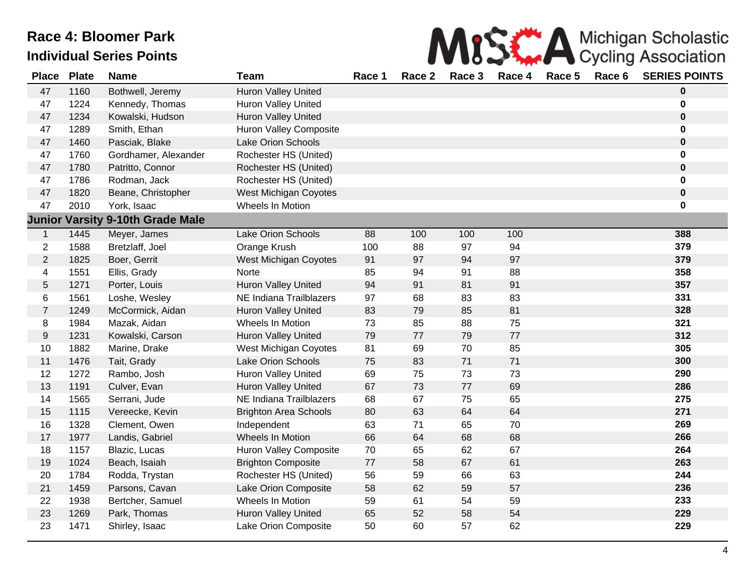# Race 4: Bloomer Park

## Individual Series Points

Michigan Scholastic Cycling Association

| Place | Plate | Name | Team | Race 1 | Race 2 | Race 3 | Race 4 | Race 5 | Race 6 | SERIES POINTS |
|---|---|---|---|---|---|---|---|---|---|---|
| 47 | 1160 | Bothwell, Jeremy | Huron Valley United | | | | | | | **0** |
| 47 | 1224 | Kennedy, Thomas | Huron Valley United | | | | | | | **0** |
| 47 | 1234 | Kowalski, Hudson | Huron Valley United | | | | | | | **0** |
| 47 | 1289 | Smith, Ethan | Huron Valley Composite | | | | | | | **0** |
| 47 | 1460 | Pasciak, Blake | Lake Orion Schools | | | | | | | **0** |
| 47 | 1760 | Gordhamer, Alexander | Rochester HS (United) | | | | | | | **0** |
| 47 | 1780 | Patritto, Connor | Rochester HS (United) | | | | | | | **0** |
| 47 | 1786 | Rodman, Jack | Rochester HS (United) | | | | | | | **0** |
| 47 | 1820 | Beane, Christopher | West Michigan Coyotes | | | | | | | **0** |
| 47 | 2010 | York, Isaac | Wheels In Motion | | | | | | | **0** |
| **Junior Varsity 9-10th Grade Male** | | | | | | | | | | |
| 1 | 1445 | Meyer, James | Lake Orion Schools | 88 | 100 | 100 | 100 | | | **388** |
| 2 | 1588 | Bretzlaff, Joel | Orange Krush | 100 | 88 | 97 | 94 | | | **379** |
| 2 | 1825 | Boer, Gerrit | West Michigan Coyotes | 91 | 97 | 94 | 97 | | | **379** |
| 4 | 1551 | Ellis, Grady | Norte | 85 | 94 | 91 | 88 | | | **358** |
| 5 | 1271 | Porter, Louis | Huron Valley United | 94 | 91 | 81 | 91 | | | **357** |
| 6 | 1561 | Loshe, Wesley | NE Indiana Trailblazers | 97 | 68 | 83 | 83 | | | **331** |
| 7 | 1249 | McCormick, Aidan | Huron Valley United | 83 | 79 | 85 | 81 | | | **328** |
| 8 | 1984 | Mazak, Aidan | Wheels In Motion | 73 | 85 | 88 | 75 | | | **321** |
| 9 | 1231 | Kowalski, Carson | Huron Valley United | 79 | 77 | 79 | 77 | | | **312** |
| 10 | 1882 | Marine, Drake | West Michigan Coyotes | 81 | 69 | 70 | 85 | | | **305** |
| 11 | 1476 | Tait, Grady | Lake Orion Schools | 75 | 83 | 71 | 71 | | | **300** |
| 12 | 1272 | Rambo, Josh | Huron Valley United | 69 | 75 | 73 | 73 | | | **290** |
| 13 | 1191 | Culver, Evan | Huron Valley United | 67 | 73 | 77 | 69 | | | **286** |
| 14 | 1565 | Serrani, Jude | NE Indiana Trailblazers | 68 | 67 | 75 | 65 | | | **275** |
| 15 | 1115 | Vereecke, Kevin | Brighton Area Schools | 80 | 63 | 64 | 64 | | | **271** |
| 16 | 1328 | Clement, Owen | Independent | 63 | 71 | 65 | 70 | | | **269** |
| 17 | 1977 | Landis, Gabriel | Wheels In Motion | 66 | 64 | 68 | 68 | | | **266** |
| 18 | 1157 | Blazic, Lucas | Huron Valley Composite | 70 | 65 | 62 | 67 | | | **264** |
| 19 | 1024 | Beach, Isaiah | Brighton Composite | 77 | 58 | 67 | 61 | | | **263** |
| 20 | 1784 | Rodda, Trystan | Rochester HS (United) | 56 | 59 | 66 | 63 | | | **244** |
| 21 | 1459 | Parsons, Cavan | Lake Orion Composite | 58 | 62 | 59 | 57 | | | **236** |
| 22 | 1938 | Bertcher, Samuel | Wheels In Motion | 59 | 61 | 54 | 59 | | | **233** |
| 23 | 1269 | Park, Thomas | Huron Valley United | 65 | 52 | 58 | 54 | | | **229** |
| 23 | 1471 | Shirley, Isaac | Lake Orion Composite | 50 | 60 | 57 | 62 | | | **229** |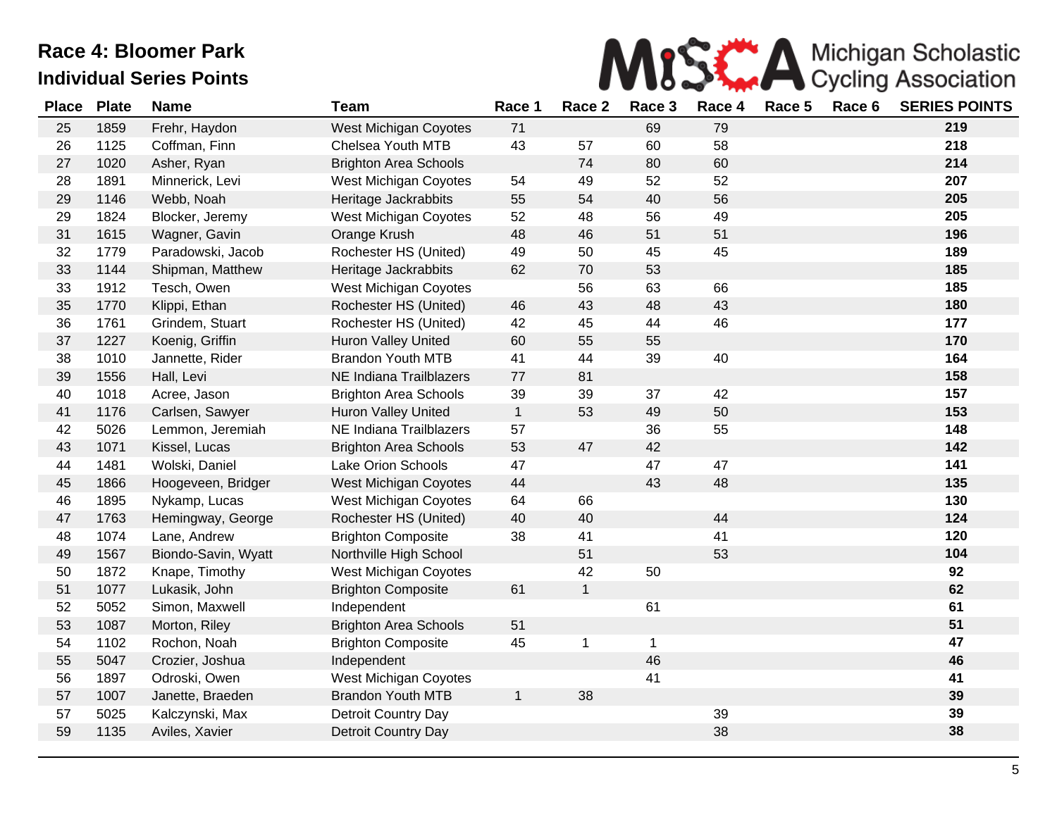# Race 4: Bloomer Park

## Individual Series Points

| Place | Plate | Name | Team | Race 1 | Race 2 | Race 3 | Race 4 | Race 5 | Race 6 | SERIES POINTS |
|---|---|---|---|---|---|---|---|---|---|---|
| 25 | 1859 | Frehr, Haydon | West Michigan Coyotes | 71 | | 69 | 79 | | | **219** |
| 26 | 1125 | Coffman, Finn | Chelsea Youth MTB | 43 | 57 | 60 | 58 | | | **218** |
| 27 | 1020 | Asher, Ryan | Brighton Area Schools | | 74 | 80 | 60 | | | **214** |
| 28 | 1891 | Minnerick, Levi | West Michigan Coyotes | 54 | 49 | 52 | 52 | | | **207** |
| 29 | 1146 | Webb, Noah | Heritage Jackrabbits | 55 | 54 | 40 | 56 | | | **205** |
| 29 | 1824 | Blocker, Jeremy | West Michigan Coyotes | 52 | 48 | 56 | 49 | | | **205** |
| 31 | 1615 | Wagner, Gavin | Orange Krush | 48 | 46 | 51 | 51 | | | **196** |
| 32 | 1779 | Paradowski, Jacob | Rochester HS (United) | 49 | 50 | 45 | 45 | | | **189** |
| 33 | 1144 | Shipman, Matthew | Heritage Jackrabbits | 62 | 70 | 53 | | | | **185** |
| 33 | 1912 | Tesch, Owen | West Michigan Coyotes | | 56 | 63 | 66 | | | **185** |
| 35 | 1770 | Klippi, Ethan | Rochester HS (United) | 46 | 43 | 48 | 43 | | | **180** |
| 36 | 1761 | Grindem, Stuart | Rochester HS (United) | 42 | 45 | 44 | 46 | | | **177** |
| 37 | 1227 | Koenig, Griffin | Huron Valley United | 60 | 55 | 55 | | | | **170** |
| 38 | 1010 | Jannette, Rider | Brandon Youth MTB | 41 | 44 | 39 | 40 | | | **164** |
| 39 | 1556 | Hall, Levi | NE Indiana Trailblazers | 77 | 81 | | | | | **158** |
| 40 | 1018 | Acree, Jason | Brighton Area Schools | 39 | 39 | 37 | 42 | | | **157** |
| 41 | 1176 | Carlsen, Sawyer | Huron Valley United | 1 | 53 | 49 | 50 | | | **153** |
| 42 | 5026 | Lemmon, Jeremiah | NE Indiana Trailblazers | 57 | | 36 | 55 | | | **148** |
| 43 | 1071 | Kissel, Lucas | Brighton Area Schools | 53 | 47 | 42 | | | | **142** |
| 44 | 1481 | Wolski, Daniel | Lake Orion Schools | 47 | | 47 | 47 | | | **141** |
| 45 | 1866 | Hoogeveen, Bridger | West Michigan Coyotes | 44 | | 43 | 48 | | | **135** |
| 46 | 1895 | Nykamp, Lucas | West Michigan Coyotes | 64 | 66 | | | | | **130** |
| 47 | 1763 | Hemingway, George | Rochester HS (United) | 40 | 40 | | 44 | | | **124** |
| 48 | 1074 | Lane, Andrew | Brighton Composite | 38 | 41 | | 41 | | | **120** |
| 49 | 1567 | Biondo-Savin, Wyatt | Northville High School | | 51 | | 53 | | | **104** |
| 50 | 1872 | Knape, Timothy | West Michigan Coyotes | | 42 | 50 | | | | **92** |
| 51 | 1077 | Lukasik, John | Brighton Composite | 61 | 1 | | | | | **62** |
| 52 | 5052 | Simon, Maxwell | Independent | | | 61 | | | | **61** |
| 53 | 1087 | Morton, Riley | Brighton Area Schools | 51 | | | | | | **51** |
| 54 | 1102 | Rochon, Noah | Brighton Composite | 45 | 1 | 1 | | | | **47** |
| 55 | 5047 | Crozier, Joshua | Independent | | | 46 | | | | **46** |
| 56 | 1897 | Odroski, Owen | West Michigan Coyotes | | | 41 | | | | **41** |
| 57 | 1007 | Janette, Braeden | Brandon Youth MTB | 1 | 38 | | | | | **39** |
| 57 | 5025 | Kalczynski, Max | Detroit Country Day | | | | 39 | | | **39** |
| 59 | 1135 | Aviles, Xavier | Detroit Country Day | | | | 38 | | | **38** |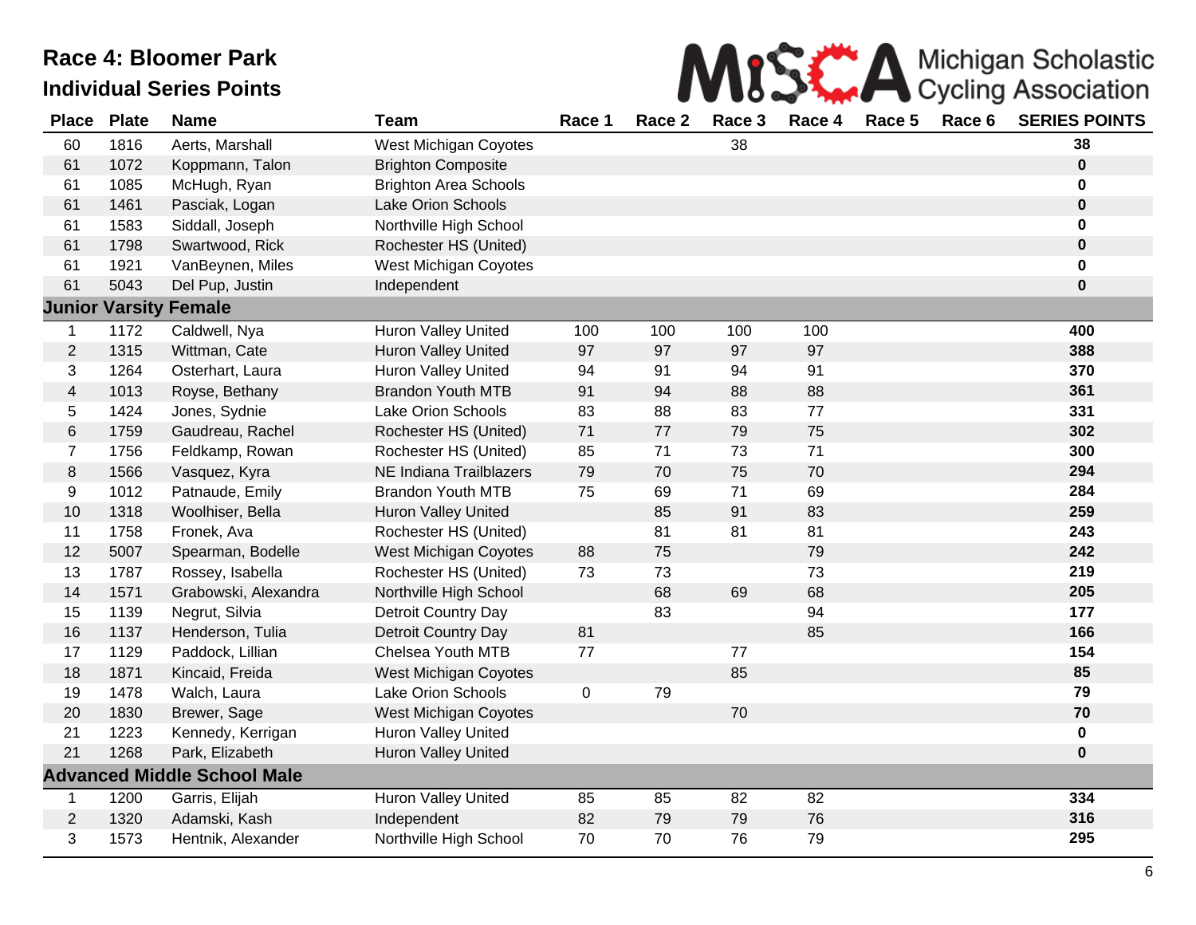# Race 4: Bloomer Park

## Individual Series Points

MiSCA Michigan Scholastic Cycling Association

| Place | Plate | Name | Team | Race 1 | Race 2 | Race 3 | Race 4 | Race 5 | Race 6 | SERIES POINTS |
|---|---|---|---|---|---|---|---|---|---|---|
| 60 | 1816 | Aerts, Marshall | West Michigan Coyotes | | | 38 | | | | **38** |
| 61 | 1072 | Koppmann, Talon | Brighton Composite | | | | | | | **0** |
| 61 | 1085 | McHugh, Ryan | Brighton Area Schools | | | | | | | **0** |
| 61 | 1461 | Pasciak, Logan | Lake Orion Schools | | | | | | | **0** |
| 61 | 1583 | Siddall, Joseph | Northville High School | | | | | | | **0** |
| 61 | 1798 | Swartwood, Rick | Rochester HS (United) | | | | | | | **0** |
| 61 | 1921 | VanBeynen, Miles | West Michigan Coyotes | | | | | | | **0** |
| 61 | 5043 | Del Pup, Justin | Independent | | | | | | | **0** |
| **Junior Varsity Female** | | | | | | | | | | |
| 1 | 1172 | Caldwell, Nya | Huron Valley United | 100 | 100 | 100 | 100 | | | **400** |
| 2 | 1315 | Wittman, Cate | Huron Valley United | 97 | 97 | 97 | 97 | | | **388** |
| 3 | 1264 | Osterhart, Laura | Huron Valley United | 94 | 91 | 94 | 91 | | | **370** |
| 4 | 1013 | Royse, Bethany | Brandon Youth MTB | 91 | 94 | 88 | 88 | | | **361** |
| 5 | 1424 | Jones, Sydnie | Lake Orion Schools | 83 | 88 | 83 | 77 | | | **331** |
| 6 | 1759 | Gaudreau, Rachel | Rochester HS (United) | 71 | 77 | 79 | 75 | | | **302** |
| 7 | 1756 | Feldkamp, Rowan | Rochester HS (United) | 85 | 71 | 73 | 71 | | | **300** |
| 8 | 1566 | Vasquez, Kyra | NE Indiana Trailblazers | 79 | 70 | 75 | 70 | | | **294** |
| 9 | 1012 | Patnaude, Emily | Brandon Youth MTB | 75 | 69 | 71 | 69 | | | **284** |
| 10 | 1318 | Woolhiser, Bella | Huron Valley United | | 85 | 91 | 83 | | | **259** |
| 11 | 1758 | Fronek, Ava | Rochester HS (United) | | 81 | 81 | 81 | | | **243** |
| 12 | 5007 | Spearman, Bodelle | West Michigan Coyotes | 88 | 75 | | 79 | | | **242** |
| 13 | 1787 | Rossey, Isabella | Rochester HS (United) | 73 | 73 | | 73 | | | **219** |
| 14 | 1571 | Grabowski, Alexandra | Northville High School | | 68 | 69 | 68 | | | **205** |
| 15 | 1139 | Negrut, Silvia | Detroit Country Day | | 83 | | 94 | | | **177** |
| 16 | 1137 | Henderson, Tulia | Detroit Country Day | 81 | | | 85 | | | **166** |
| 17 | 1129 | Paddock, Lillian | Chelsea Youth MTB | 77 | | 77 | | | | **154** |
| 18 | 1871 | Kincaid, Freida | West Michigan Coyotes | | | 85 | | | | **85** |
| 19 | 1478 | Walch, Laura | Lake Orion Schools | 0 | 79 | | | | | **79** |
| 20 | 1830 | Brewer, Sage | West Michigan Coyotes | | | 70 | | | | **70** |
| 21 | 1223 | Kennedy, Kerrigan | Huron Valley United | | | | | | | **0** |
| 21 | 1268 | Park, Elizabeth | Huron Valley United | | | | | | | **0** |
| **Advanced Middle School Male** | | | | | | | | | | |
| 1 | 1200 | Garris, Elijah | Huron Valley United | 85 | 85 | 82 | 82 | | | **334** |
| 2 | 1320 | Adamski, Kash | Independent | 82 | 79 | 79 | 76 | | | **316** |
| 3 | 1573 | Hentnik, Alexander | Northville High School | 70 | 70 | 76 | 79 | | | **295** |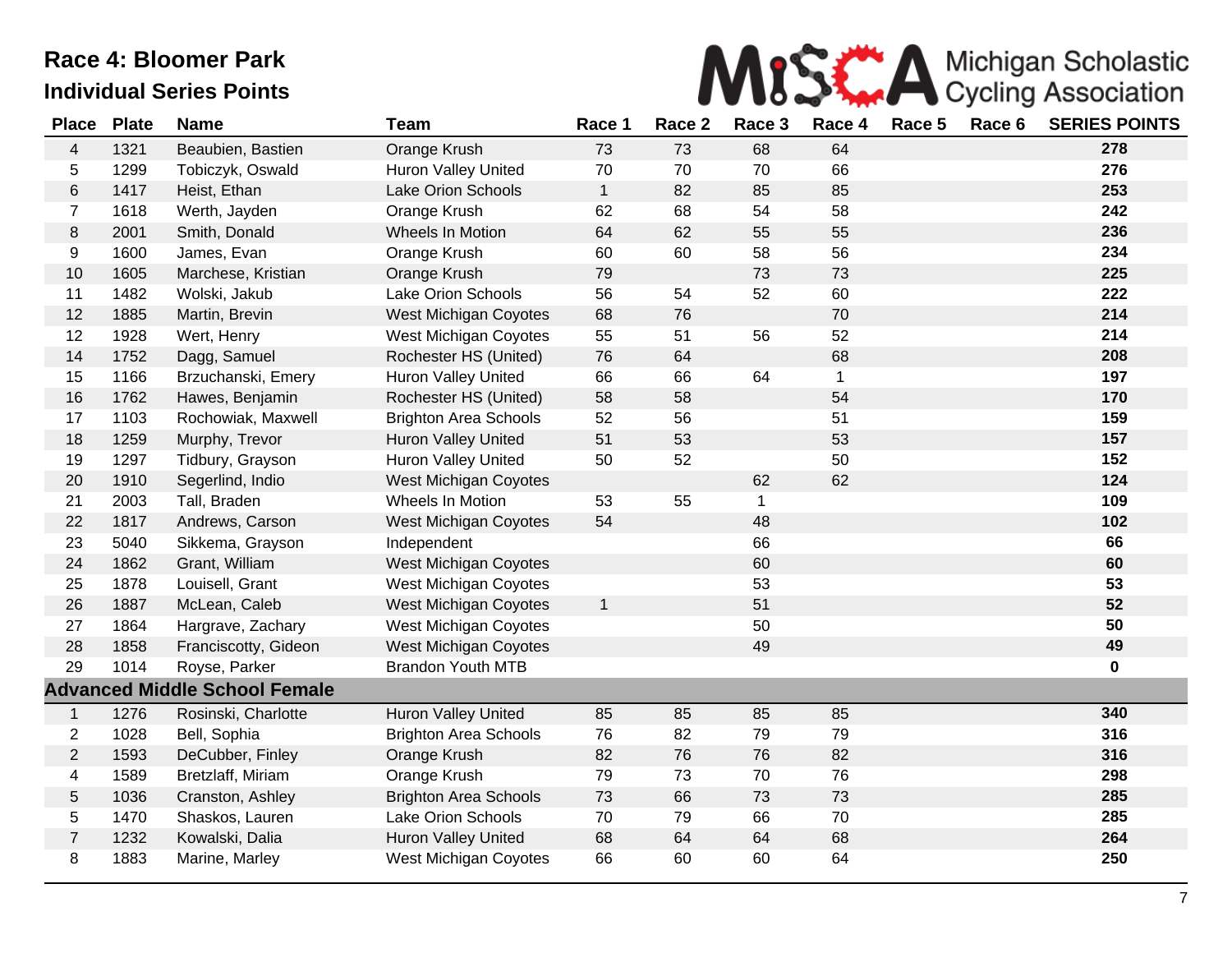# Race 4: Bloomer Park

## Individual Series Points

| Place | Plate | Name | Team | Race 1 | Race 2 | Race 3 | Race 4 | Race 5 | Race 6 | SERIES POINTS |
|---|---|---|---|---|---|---|---|---|---|---|
| 4 | 1321 | Beaubien, Bastien | Orange Krush | 73 | 73 | 68 | 64 | | | **278** |
| 5 | 1299 | Tobiczyk, Oswald | Huron Valley United | 70 | 70 | 70 | 66 | | | **276** |
| 6 | 1417 | Heist, Ethan | Lake Orion Schools | 1 | 82 | 85 | 85 | | | **253** |
| 7 | 1618 | Werth, Jayden | Orange Krush | 62 | 68 | 54 | 58 | | | **242** |
| 8 | 2001 | Smith, Donald | Wheels In Motion | 64 | 62 | 55 | 55 | | | **236** |
| 9 | 1600 | James, Evan | Orange Krush | 60 | 60 | 58 | 56 | | | **234** |
| 10 | 1605 | Marchese, Kristian | Orange Krush | 79 | | 73 | 73 | | | **225** |
| 11 | 1482 | Wolski, Jakub | Lake Orion Schools | 56 | 54 | 52 | 60 | | | **222** |
| 12 | 1885 | Martin, Brevin | West Michigan Coyotes | 68 | 76 | | 70 | | | **214** |
| 12 | 1928 | Wert, Henry | West Michigan Coyotes | 55 | 51 | 56 | 52 | | | **214** |
| 14 | 1752 | Dagg, Samuel | Rochester HS (United) | 76 | 64 | | 68 | | | **208** |
| 15 | 1166 | Brzuchanski, Emery | Huron Valley United | 66 | 66 | 64 | 1 | | | **197** |
| 16 | 1762 | Hawes, Benjamin | Rochester HS (United) | 58 | 58 | | 54 | | | **170** |
| 17 | 1103 | Rochowiak, Maxwell | Brighton Area Schools | 52 | 56 | | 51 | | | **159** |
| 18 | 1259 | Murphy, Trevor | Huron Valley United | 51 | 53 | | 53 | | | **157** |
| 19 | 1297 | Tidbury, Grayson | Huron Valley United | 50 | 52 | | 50 | | | **152** |
| 20 | 1910 | Segerlind, Indio | West Michigan Coyotes | | | 62 | 62 | | | **124** |
| 21 | 2003 | Tall, Braden | Wheels In Motion | 53 | 55 | 1 | | | | **109** |
| 22 | 1817 | Andrews, Carson | West Michigan Coyotes | 54 | | 48 | | | | **102** |
| 23 | 5040 | Sikkema, Grayson | Independent | | | 66 | | | | **66** |
| 24 | 1862 | Grant, William | West Michigan Coyotes | | | 60 | | | | **60** |
| 25 | 1878 | Louisell, Grant | West Michigan Coyotes | | | 53 | | | | **53** |
| 26 | 1887 | McLean, Caleb | West Michigan Coyotes | 1 | | 51 | | | | **52** |
| 27 | 1864 | Hargrave, Zachary | West Michigan Coyotes | | | 50 | | | | **50** |
| 28 | 1858 | Franciscotty, Gideon | West Michigan Coyotes | | | 49 | | | | **49** |
| 29 | 1014 | Royse, Parker | Brandon Youth MTB | | | | | | | **0** |
| **Advanced Middle School Female** | | | | | | | | | | |
| 1 | 1276 | Rosinski, Charlotte | Huron Valley United | 85 | 85 | 85 | 85 | | | **340** |
| 2 | 1028 | Bell, Sophia | Brighton Area Schools | 76 | 82 | 79 | 79 | | | **316** |
| 2 | 1593 | DeCubber, Finley | Orange Krush | 82 | 76 | 76 | 82 | | | **316** |
| 4 | 1589 | Bretzlaff, Miriam | Orange Krush | 79 | 73 | 70 | 76 | | | **298** |
| 5 | 1036 | Cranston, Ashley | Brighton Area Schools | 73 | 66 | 73 | 73 | | | **285** |
| 5 | 1470 | Shaskos, Lauren | Lake Orion Schools | 70 | 79 | 66 | 70 | | | **285** |
| 7 | 1232 | Kowalski, Dalia | Huron Valley United | 68 | 64 | 64 | 68 | | | **264** |
| 8 | 1883 | Marine, Marley | West Michigan Coyotes | 66 | 60 | 60 | 64 | | | **250** |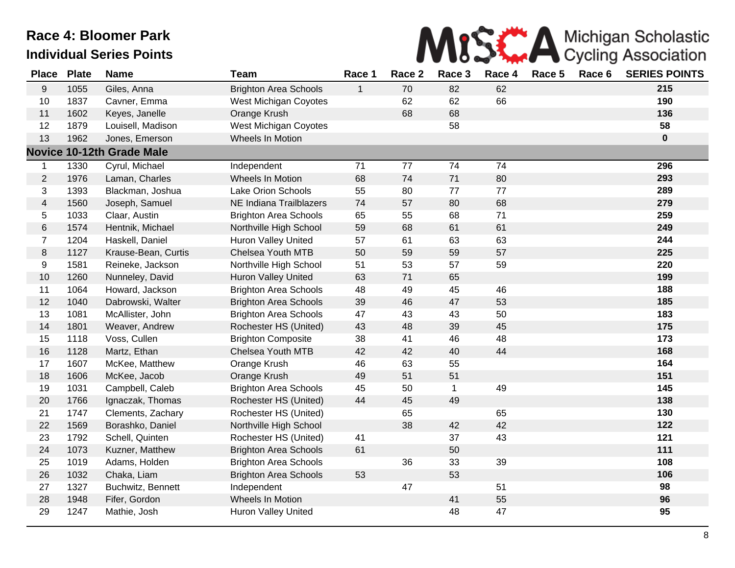# Race 4: Bloomer Park

## Individual Series Points

MiSCA Michigan Scholastic Cycling Association

| Place | Plate | Name | Team | Race 1 | Race 2 | Race 3 | Race 4 | Race 5 | Race 6 | SERIES POINTS |
|---|---|---|---|---|---|---|---|---|---|---|
| 9 | 1055 | Giles, Anna | Brighton Area Schools | 1 | 70 | 82 | 62 | | | **215** |
| 10 | 1837 | Cavner, Emma | West Michigan Coyotes | | 62 | 62 | 66 | | | **190** |
| 11 | 1602 | Keyes, Janelle | Orange Krush | | 68 | 68 | | | | **136** |
| 12 | 1879 | Louisell, Madison | West Michigan Coyotes | | | 58 | | | | **58** |
| 13 | 1962 | Jones, Emerson | Wheels In Motion | | | | | | | **0** |
| **Novice 10-12th Grade Male** | | | | | | | | | | |
| 1 | 1330 | Cyrul, Michael | Independent | 71 | 77 | 74 | 74 | | | **296** |
| 2 | 1976 | Laman, Charles | Wheels In Motion | 68 | 74 | 71 | 80 | | | **293** |
| 3 | 1393 | Blackman, Joshua | Lake Orion Schools | 55 | 80 | 77 | 77 | | | **289** |
| 4 | 1560 | Joseph, Samuel | NE Indiana Trailblazers | 74 | 57 | 80 | 68 | | | **279** |
| 5 | 1033 | Claar, Austin | Brighton Area Schools | 65 | 55 | 68 | 71 | | | **259** |
| 6 | 1574 | Hentnik, Michael | Northville High School | 59 | 68 | 61 | 61 | | | **249** |
| 7 | 1204 | Haskell, Daniel | Huron Valley United | 57 | 61 | 63 | 63 | | | **244** |
| 8 | 1127 | Krause-Bean, Curtis | Chelsea Youth MTB | 50 | 59 | 59 | 57 | | | **225** |
| 9 | 1581 | Reineke, Jackson | Northville High School | 51 | 53 | 57 | 59 | | | **220** |
| 10 | 1260 | Nunneley, David | Huron Valley United | 63 | 71 | 65 | | | | **199** |
| 11 | 1064 | Howard, Jackson | Brighton Area Schools | 48 | 49 | 45 | 46 | | | **188** |
| 12 | 1040 | Dabrowski, Walter | Brighton Area Schools | 39 | 46 | 47 | 53 | | | **185** |
| 13 | 1081 | McAllister, John | Brighton Area Schools | 47 | 43 | 43 | 50 | | | **183** |
| 14 | 1801 | Weaver, Andrew | Rochester HS (United) | 43 | 48 | 39 | 45 | | | **175** |
| 15 | 1118 | Voss, Cullen | Brighton Composite | 38 | 41 | 46 | 48 | | | **173** |
| 16 | 1128 | Martz, Ethan | Chelsea Youth MTB | 42 | 42 | 40 | 44 | | | **168** |
| 17 | 1607 | McKee, Matthew | Orange Krush | 46 | 63 | 55 | | | | **164** |
| 18 | 1606 | McKee, Jacob | Orange Krush | 49 | 51 | 51 | | | | **151** |
| 19 | 1031 | Campbell, Caleb | Brighton Area Schools | 45 | 50 | 1 | 49 | | | **145** |
| 20 | 1766 | Ignaczak, Thomas | Rochester HS (United) | 44 | 45 | 49 | | | | **138** |
| 21 | 1747 | Clements, Zachary | Rochester HS (United) | | 65 | | 65 | | | **130** |
| 22 | 1569 | Borashko, Daniel | Northville High School | | 38 | 42 | 42 | | | **122** |
| 23 | 1792 | Schell, Quinten | Rochester HS (United) | 41 | | 37 | 43 | | | **121** |
| 24 | 1073 | Kuzner, Matthew | Brighton Area Schools | 61 | | 50 | | | | **111** |
| 25 | 1019 | Adams, Holden | Brighton Area Schools | | 36 | 33 | 39 | | | **108** |
| 26 | 1032 | Chaka, Liam | Brighton Area Schools | 53 | | 53 | | | | **106** |
| 27 | 1327 | Buchwitz, Bennett | Independent | | 47 | | 51 | | | **98** |
| 28 | 1948 | Fifer, Gordon | Wheels In Motion | | | 41 | 55 | | | **96** |
| 29 | 1247 | Mathie, Josh | Huron Valley United | | | 48 | 47 | | | **95** |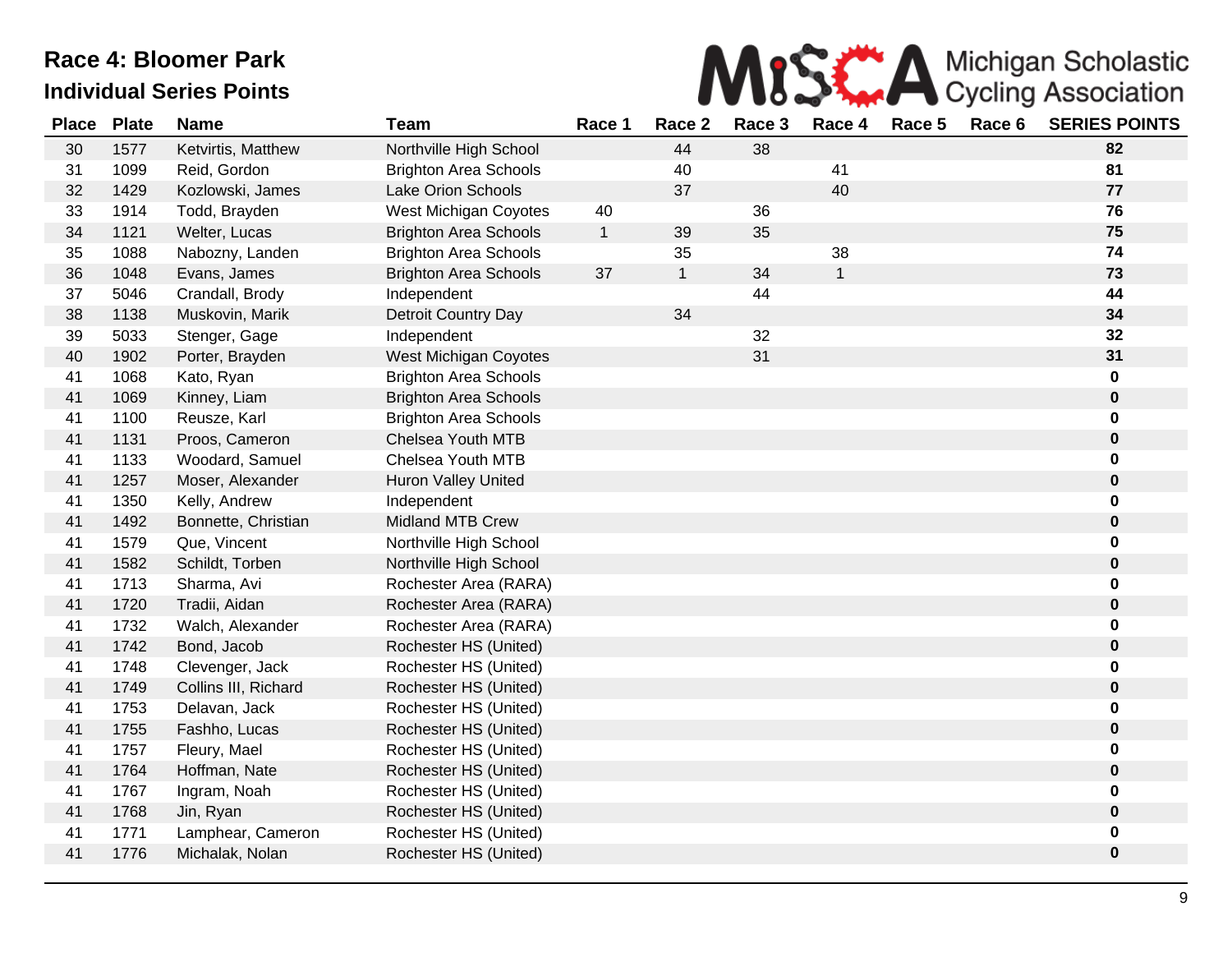# Race 4: Bloomer Park

## Individual Series Points

MiSCA Michigan Scholastic Cycling Association

| Place | Plate | Name | Team | Race 1 | Race 2 | Race 3 | Race 4 | Race 5 | Race 6 | SERIES POINTS |
|---|---|---|---|---|---|---|---|---|---|---|
| 30 | 1577 | Ketvirtis, Matthew | Northville High School | | 44 | 38 | | | | **82** |
| 31 | 1099 | Reid, Gordon | Brighton Area Schools | | 40 | | 41 | | | **81** |
| 32 | 1429 | Kozlowski, James | Lake Orion Schools | | 37 | | 40 | | | **77** |
| 33 | 1914 | Todd, Brayden | West Michigan Coyotes | 40 | | 36 | | | | **76** |
| 34 | 1121 | Welter, Lucas | Brighton Area Schools | 1 | 39 | 35 | | | | **75** |
| 35 | 1088 | Nabozny, Landen | Brighton Area Schools | | 35 | | 38 | | | **74** |
| 36 | 1048 | Evans, James | Brighton Area Schools | 37 | 1 | 34 | 1 | | | **73** |
| 37 | 5046 | Crandall, Brody | Independent | | | 44 | | | | **44** |
| 38 | 1138 | Muskovin, Marik | Detroit Country Day | | 34 | | | | | **34** |
| 39 | 5033 | Stenger, Gage | Independent | | | 32 | | | | **32** |
| 40 | 1902 | Porter, Brayden | West Michigan Coyotes | | | 31 | | | | **31** |
| 41 | 1068 | Kato, Ryan | Brighton Area Schools | | | | | | | **0** |
| 41 | 1069 | Kinney, Liam | Brighton Area Schools | | | | | | | **0** |
| 41 | 1100 | Reusze, Karl | Brighton Area Schools | | | | | | | **0** |
| 41 | 1131 | Proos, Cameron | Chelsea Youth MTB | | | | | | | **0** |
| 41 | 1133 | Woodard, Samuel | Chelsea Youth MTB | | | | | | | **0** |
| 41 | 1257 | Moser, Alexander | Huron Valley United | | | | | | | **0** |
| 41 | 1350 | Kelly, Andrew | Independent | | | | | | | **0** |
| 41 | 1492 | Bonnette, Christian | Midland MTB Crew | | | | | | | **0** |
| 41 | 1579 | Que, Vincent | Northville High School | | | | | | | **0** |
| 41 | 1582 | Schildt, Torben | Northville High School | | | | | | | **0** |
| 41 | 1713 | Sharma, Avi | Rochester Area (RARA) | | | | | | | **0** |
| 41 | 1720 | Tradii, Aidan | Rochester Area (RARA) | | | | | | | **0** |
| 41 | 1732 | Walch, Alexander | Rochester Area (RARA) | | | | | | | **0** |
| 41 | 1742 | Bond, Jacob | Rochester HS (United) | | | | | | | **0** |
| 41 | 1748 | Clevenger, Jack | Rochester HS (United) | | | | | | | **0** |
| 41 | 1749 | Collins III, Richard | Rochester HS (United) | | | | | | | **0** |
| 41 | 1753 | Delavan, Jack | Rochester HS (United) | | | | | | | **0** |
| 41 | 1755 | Fashho, Lucas | Rochester HS (United) | | | | | | | **0** |
| 41 | 1757 | Fleury, Mael | Rochester HS (United) | | | | | | | **0** |
| 41 | 1764 | Hoffman, Nate | Rochester HS (United) | | | | | | | **0** |
| 41 | 1767 | Ingram, Noah | Rochester HS (United) | | | | | | | **0** |
| 41 | 1768 | Jin, Ryan | Rochester HS (United) | | | | | | | **0** |
| 41 | 1771 | Lamphear, Cameron | Rochester HS (United) | | | | | | | **0** |
| 41 | 1776 | Michalak, Nolan | Rochester HS (United) | | | | | | | **0** |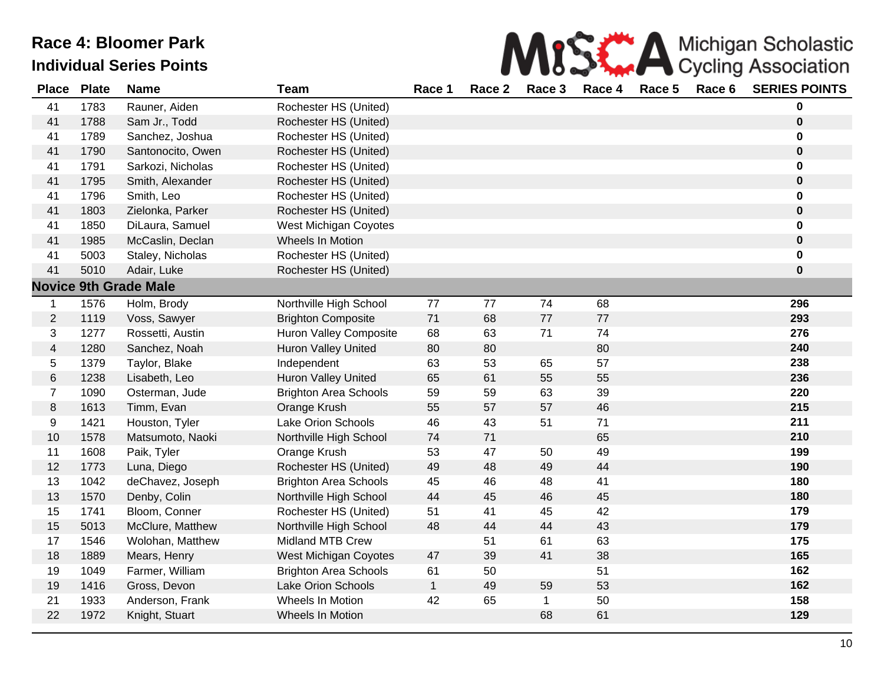# Race 4: Bloomer Park

## Individual Series Points

| Place | Plate | Name | Team | Race 1 | Race 2 | Race 3 | Race 4 | Race 5 | Race 6 | SERIES POINTS |
|---|---|---|---|---|---|---|---|---|---|---|
| 41 | 1783 | Rauner, Aiden | Rochester HS (United) | | | | | | | **0** |
| 41 | 1788 | Sam Jr., Todd | Rochester HS (United) | | | | | | | **0** |
| 41 | 1789 | Sanchez, Joshua | Rochester HS (United) | | | | | | | **0** |
| 41 | 1790 | Santonocito, Owen | Rochester HS (United) | | | | | | | **0** |
| 41 | 1791 | Sarkozi, Nicholas | Rochester HS (United) | | | | | | | **0** |
| 41 | 1795 | Smith, Alexander | Rochester HS (United) | | | | | | | **0** |
| 41 | 1796 | Smith, Leo | Rochester HS (United) | | | | | | | **0** |
| 41 | 1803 | Zielonka, Parker | Rochester HS (United) | | | | | | | **0** |
| 41 | 1850 | DiLaura, Samuel | West Michigan Coyotes | | | | | | | **0** |
| 41 | 1985 | McCaslin, Declan | Wheels In Motion | | | | | | | **0** |
| 41 | 5003 | Staley, Nicholas | Rochester HS (United) | | | | | | | **0** |
| 41 | 5010 | Adair, Luke | Rochester HS (United) | | | | | | | **0** |
| **Novice 9th Grade Male** | | | | | | | | | | |
| 1 | 1576 | Holm, Brody | Northville High School | 77 | 77 | 74 | 68 | | | **296** |
| 2 | 1119 | Voss, Sawyer | Brighton Composite | 71 | 68 | 77 | 77 | | | **293** |
| 3 | 1277 | Rossetti, Austin | Huron Valley Composite | 68 | 63 | 71 | 74 | | | **276** |
| 4 | 1280 | Sanchez, Noah | Huron Valley United | 80 | 80 | | 80 | | | **240** |
| 5 | 1379 | Taylor, Blake | Independent | 63 | 53 | 65 | 57 | | | **238** |
| 6 | 1238 | Lisabeth, Leo | Huron Valley United | 65 | 61 | 55 | 55 | | | **236** |
| 7 | 1090 | Osterman, Jude | Brighton Area Schools | 59 | 59 | 63 | 39 | | | **220** |
| 8 | 1613 | Timm, Evan | Orange Krush | 55 | 57 | 57 | 46 | | | **215** |
| 9 | 1421 | Houston, Tyler | Lake Orion Schools | 46 | 43 | 51 | 71 | | | **211** |
| 10 | 1578 | Matsumoto, Naoki | Northville High School | 74 | 71 | | 65 | | | **210** |
| 11 | 1608 | Paik, Tyler | Orange Krush | 53 | 47 | 50 | 49 | | | **199** |
| 12 | 1773 | Luna, Diego | Rochester HS (United) | 49 | 48 | 49 | 44 | | | **190** |
| 13 | 1042 | deChavez, Joseph | Brighton Area Schools | 45 | 46 | 48 | 41 | | | **180** |
| 13 | 1570 | Denby, Colin | Northville High School | 44 | 45 | 46 | 45 | | | **180** |
| 15 | 1741 | Bloom, Conner | Rochester HS (United) | 51 | 41 | 45 | 42 | | | **179** |
| 15 | 5013 | McClure, Matthew | Northville High School | 48 | 44 | 44 | 43 | | | **179** |
| 17 | 1546 | Wolohan, Matthew | Midland MTB Crew | | 51 | 61 | 63 | | | **175** |
| 18 | 1889 | Mears, Henry | West Michigan Coyotes | 47 | 39 | 41 | 38 | | | **165** |
| 19 | 1049 | Farmer, William | Brighton Area Schools | 61 | 50 | | 51 | | | **162** |
| 19 | 1416 | Gross, Devon | Lake Orion Schools | 1 | 49 | 59 | 53 | | | **162** |
| 21 | 1933 | Anderson, Frank | Wheels In Motion | 42 | 65 | 1 | 50 | | | **158** |
| 22 | 1972 | Knight, Stuart | Wheels In Motion | | | 68 | 61 | | | **129** |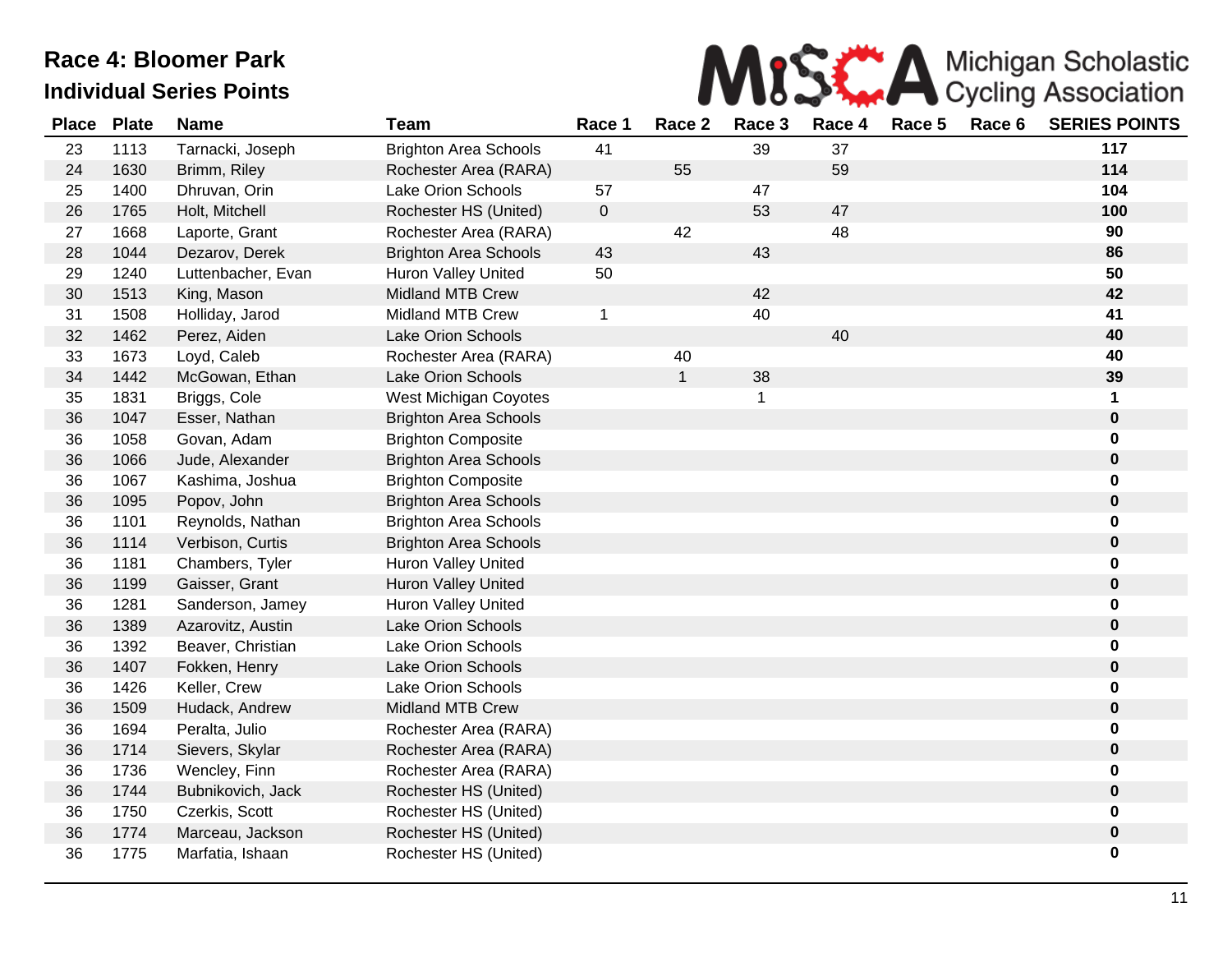# Race 4: Bloomer Park
## Individual Series Points

Michigan Scholastic Cycling Association

| Place | Plate | Name | Team | Race 1 | Race 2 | Race 3 | Race 4 | Race 5 | Race 6 | SERIES POINTS |
|---|---|---|---|---|---|---|---|---|---|---|
| 23 | 1113 | Tarnacki, Joseph | Brighton Area Schools | 41 | | 39 | 37 | | | **117** |
| 24 | 1630 | Brimm, Riley | Rochester Area (RARA) | | 55 | | 59 | | | **114** |
| 25 | 1400 | Dhruvan, Orin | Lake Orion Schools | 57 | | 47 | | | | **104** |
| 26 | 1765 | Holt, Mitchell | Rochester HS (United) | 0 | | 53 | 47 | | | **100** |
| 27 | 1668 | Laporte, Grant | Rochester Area (RARA) | | 42 | | 48 | | | **90** |
| 28 | 1044 | Dezarov, Derek | Brighton Area Schools | 43 | | 43 | | | | **86** |
| 29 | 1240 | Luttenbacher, Evan | Huron Valley United | 50 | | | | | | **50** |
| 30 | 1513 | King, Mason | Midland MTB Crew | | | 42 | | | | **42** |
| 31 | 1508 | Holliday, Jarod | Midland MTB Crew | 1 | | 40 | | | | **41** |
| 32 | 1462 | Perez, Aiden | Lake Orion Schools | | | | 40 | | | **40** |
| 33 | 1673 | Loyd, Caleb | Rochester Area (RARA) | | 40 | | | | | **40** |
| 34 | 1442 | McGowan, Ethan | Lake Orion Schools | | 1 | 38 | | | | **39** |
| 35 | 1831 | Briggs, Cole | West Michigan Coyotes | | | 1 | | | | **1** |
| 36 | 1047 | Esser, Nathan | Brighton Area Schools | | | | | | | **0** |
| 36 | 1058 | Govan, Adam | Brighton Composite | | | | | | | **0** |
| 36 | 1066 | Jude, Alexander | Brighton Area Schools | | | | | | | **0** |
| 36 | 1067 | Kashima, Joshua | Brighton Composite | | | | | | | **0** |
| 36 | 1095 | Popov, John | Brighton Area Schools | | | | | | | **0** |
| 36 | 1101 | Reynolds, Nathan | Brighton Area Schools | | | | | | | **0** |
| 36 | 1114 | Verbison, Curtis | Brighton Area Schools | | | | | | | **0** |
| 36 | 1181 | Chambers, Tyler | Huron Valley United | | | | | | | **0** |
| 36 | 1199 | Gaisser, Grant | Huron Valley United | | | | | | | **0** |
| 36 | 1281 | Sanderson, Jamey | Huron Valley United | | | | | | | **0** |
| 36 | 1389 | Azarovitz, Austin | Lake Orion Schools | | | | | | | **0** |
| 36 | 1392 | Beaver, Christian | Lake Orion Schools | | | | | | | **0** |
| 36 | 1407 | Fokken, Henry | Lake Orion Schools | | | | | | | **0** |
| 36 | 1426 | Keller, Crew | Lake Orion Schools | | | | | | | **0** |
| 36 | 1509 | Hudack, Andrew | Midland MTB Crew | | | | | | | **0** |
| 36 | 1694 | Peralta, Julio | Rochester Area (RARA) | | | | | | | **0** |
| 36 | 1714 | Sievers, Skylar | Rochester Area (RARA) | | | | | | | **0** |
| 36 | 1736 | Wencley, Finn | Rochester Area (RARA) | | | | | | | **0** |
| 36 | 1744 | Bubnikovich, Jack | Rochester HS (United) | | | | | | | **0** |
| 36 | 1750 | Czerkis, Scott | Rochester HS (United) | | | | | | | **0** |
| 36 | 1774 | Marceau, Jackson | Rochester HS (United) | | | | | | | **0** |
| 36 | 1775 | Marfatia, Ishaan | Rochester HS (United) | | | | | | | **0** |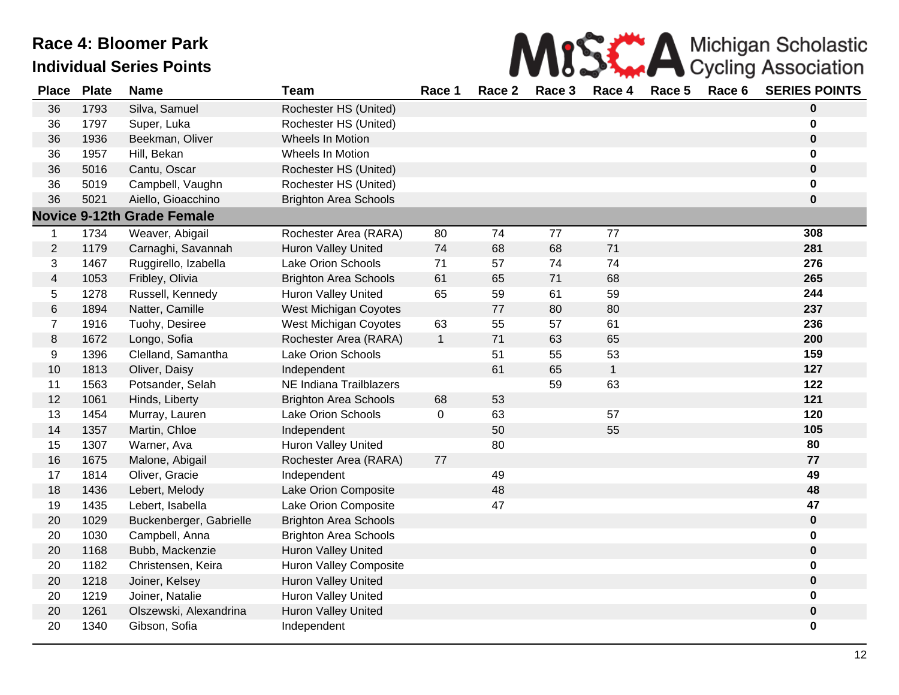# Race 4: Bloomer Park

## Individual Series Points

| Place | Plate | Name | Team | Race 1 | Race 2 | Race 3 | Race 4 | Race 5 | Race 6 | SERIES POINTS |
|---|---|---|---|---|---|---|---|---|---|---|
| 36 | 1793 | Silva, Samuel | Rochester HS (United) | | | | | | | **0** |
| 36 | 1797 | Super, Luka | Rochester HS (United) | | | | | | | **0** |
| 36 | 1936 | Beekman, Oliver | Wheels In Motion | | | | | | | **0** |
| 36 | 1957 | Hill, Bekan | Wheels In Motion | | | | | | | **0** |
| 36 | 5016 | Cantu, Oscar | Rochester HS (United) | | | | | | | **0** |
| 36 | 5019 | Campbell, Vaughn | Rochester HS (United) | | | | | | | **0** |
| 36 | 5021 | Aiello, Gioacchino | Brighton Area Schools | | | | | | | **0** |
| **Novice 9-12th Grade Female** | | | | | | | | | | |
| 1 | 1734 | Weaver, Abigail | Rochester Area (RARA) | 80 | 74 | 77 | 77 | | | **308** |
| 2 | 1179 | Carnaghi, Savannah | Huron Valley United | 74 | 68 | 68 | 71 | | | **281** |
| 3 | 1467 | Ruggirello, Izabella | Lake Orion Schools | 71 | 57 | 74 | 74 | | | **276** |
| 4 | 1053 | Fribley, Olivia | Brighton Area Schools | 61 | 65 | 71 | 68 | | | **265** |
| 5 | 1278 | Russell, Kennedy | Huron Valley United | 65 | 59 | 61 | 59 | | | **244** |
| 6 | 1894 | Natter, Camille | West Michigan Coyotes | | 77 | 80 | 80 | | | **237** |
| 7 | 1916 | Tuohy, Desiree | West Michigan Coyotes | 63 | 55 | 57 | 61 | | | **236** |
| 8 | 1672 | Longo, Sofia | Rochester Area (RARA) | 1 | 71 | 63 | 65 | | | **200** |
| 9 | 1396 | Clelland, Samantha | Lake Orion Schools | | 51 | 55 | 53 | | | **159** |
| 10 | 1813 | Oliver, Daisy | Independent | | 61 | 65 | 1 | | | **127** |
| 11 | 1563 | Potsander, Selah | NE Indiana Trailblazers | | | 59 | 63 | | | **122** |
| 12 | 1061 | Hinds, Liberty | Brighton Area Schools | 68 | 53 | | | | | **121** |
| 13 | 1454 | Murray, Lauren | Lake Orion Schools | 0 | 63 | | 57 | | | **120** |
| 14 | 1357 | Martin, Chloe | Independent | | 50 | | 55 | | | **105** |
| 15 | 1307 | Warner, Ava | Huron Valley United | | 80 | | | | | **80** |
| 16 | 1675 | Malone, Abigail | Rochester Area (RARA) | 77 | | | | | | **77** |
| 17 | 1814 | Oliver, Gracie | Independent | | 49 | | | | | **49** |
| 18 | 1436 | Lebert, Melody | Lake Orion Composite | | 48 | | | | | **48** |
| 19 | 1435 | Lebert, Isabella | Lake Orion Composite | | 47 | | | | | **47** |
| 20 | 1029 | Buckenberger, Gabrielle | Brighton Area Schools | | | | | | | **0** |
| 20 | 1030 | Campbell, Anna | Brighton Area Schools | | | | | | | **0** |
| 20 | 1168 | Bubb, Mackenzie | Huron Valley United | | | | | | | **0** |
| 20 | 1182 | Christensen, Keira | Huron Valley Composite | | | | | | | **0** |
| 20 | 1218 | Joiner, Kelsey | Huron Valley United | | | | | | | **0** |
| 20 | 1219 | Joiner, Natalie | Huron Valley United | | | | | | | **0** |
| 20 | 1261 | Olszewski, Alexandrina | Huron Valley United | | | | | | | **0** |
| 20 | 1340 | Gibson, Sofia | Independent | | | | | | | **0** |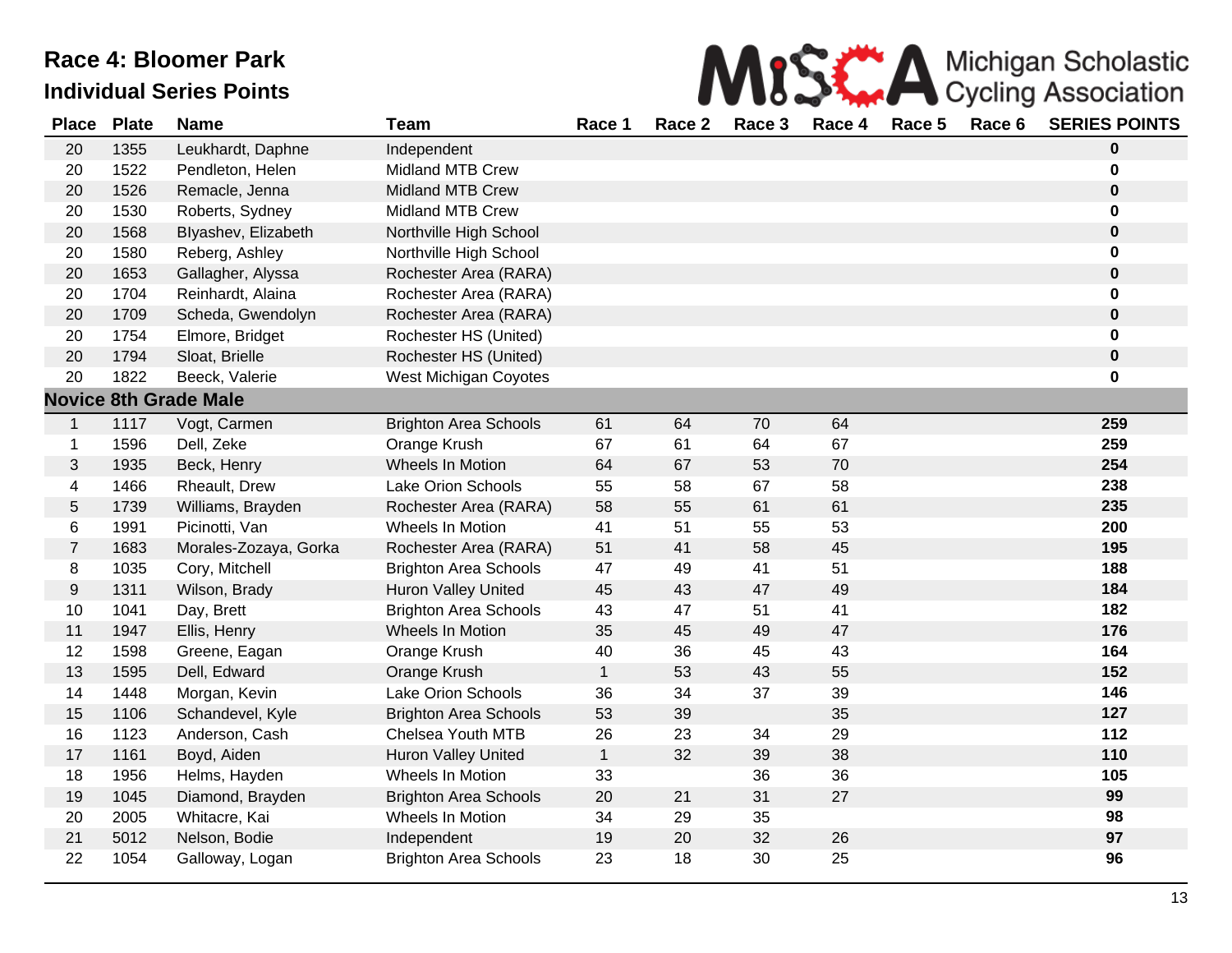# Race 4: Bloomer Park

## Individual Series Points

| Place | Plate | Name | Team | Race 1 | Race 2 | Race 3 | Race 4 | Race 5 | Race 6 | SERIES POINTS |
|---|---|---|---|---|---|---|---|---|---|---|
| 20 | 1355 | Leukhardt, Daphne | Independent | | | | | | | **0** |
| 20 | 1522 | Pendleton, Helen | Midland MTB Crew | | | | | | | **0** |
| 20 | 1526 | Remacle, Jenna | Midland MTB Crew | | | | | | | **0** |
| 20 | 1530 | Roberts, Sydney | Midland MTB Crew | | | | | | | **0** |
| 20 | 1568 | Blyashev, Elizabeth | Northville High School | | | | | | | **0** |
| 20 | 1580 | Reberg, Ashley | Northville High School | | | | | | | **0** |
| 20 | 1653 | Gallagher, Alyssa | Rochester Area (RARA) | | | | | | | **0** |
| 20 | 1704 | Reinhardt, Alaina | Rochester Area (RARA) | | | | | | | **0** |
| 20 | 1709 | Scheda, Gwendolyn | Rochester Area (RARA) | | | | | | | **0** |
| 20 | 1754 | Elmore, Bridget | Rochester HS (United) | | | | | | | **0** |
| 20 | 1794 | Sloat, Brielle | Rochester HS (United) | | | | | | | **0** |
| 20 | 1822 | Beeck, Valerie | West Michigan Coyotes | | | | | | | **0** |
| **Novice 8th Grade Male** | | | | | | | | | | |
| 1 | 1117 | Vogt, Carmen | Brighton Area Schools | 61 | 64 | 70 | 64 | | | **259** |
| 1 | 1596 | Dell, Zeke | Orange Krush | 67 | 61 | 64 | 67 | | | **259** |
| 3 | 1935 | Beck, Henry | Wheels In Motion | 64 | 67 | 53 | 70 | | | **254** |
| 4 | 1466 | Rheault, Drew | Lake Orion Schools | 55 | 58 | 67 | 58 | | | **238** |
| 5 | 1739 | Williams, Brayden | Rochester Area (RARA) | 58 | 55 | 61 | 61 | | | **235** |
| 6 | 1991 | Picinotti, Van | Wheels In Motion | 41 | 51 | 55 | 53 | | | **200** |
| 7 | 1683 | Morales-Zozaya, Gorka | Rochester Area (RARA) | 51 | 41 | 58 | 45 | | | **195** |
| 8 | 1035 | Cory, Mitchell | Brighton Area Schools | 47 | 49 | 41 | 51 | | | **188** |
| 9 | 1311 | Wilson, Brady | Huron Valley United | 45 | 43 | 47 | 49 | | | **184** |
| 10 | 1041 | Day, Brett | Brighton Area Schools | 43 | 47 | 51 | 41 | | | **182** |
| 11 | 1947 | Ellis, Henry | Wheels In Motion | 35 | 45 | 49 | 47 | | | **176** |
| 12 | 1598 | Greene, Eagan | Orange Krush | 40 | 36 | 45 | 43 | | | **164** |
| 13 | 1595 | Dell, Edward | Orange Krush | 1 | 53 | 43 | 55 | | | **152** |
| 14 | 1448 | Morgan, Kevin | Lake Orion Schools | 36 | 34 | 37 | 39 | | | **146** |
| 15 | 1106 | Schandevel, Kyle | Brighton Area Schools | 53 | 39 | | 35 | | | **127** |
| 16 | 1123 | Anderson, Cash | Chelsea Youth MTB | 26 | 23 | 34 | 29 | | | **112** |
| 17 | 1161 | Boyd, Aiden | Huron Valley United | 1 | 32 | 39 | 38 | | | **110** |
| 18 | 1956 | Helms, Hayden | Wheels In Motion | 33 | | 36 | 36 | | | **105** |
| 19 | 1045 | Diamond, Brayden | Brighton Area Schools | 20 | 21 | 31 | 27 | | | **99** |
| 20 | 2005 | Whitacre, Kai | Wheels In Motion | 34 | 29 | 35 | | | | **98** |
| 21 | 5012 | Nelson, Bodie | Independent | 19 | 20 | 32 | 26 | | | **97** |
| 22 | 1054 | Galloway, Logan | Brighton Area Schools | 23 | 18 | 30 | 25 | | | **96** |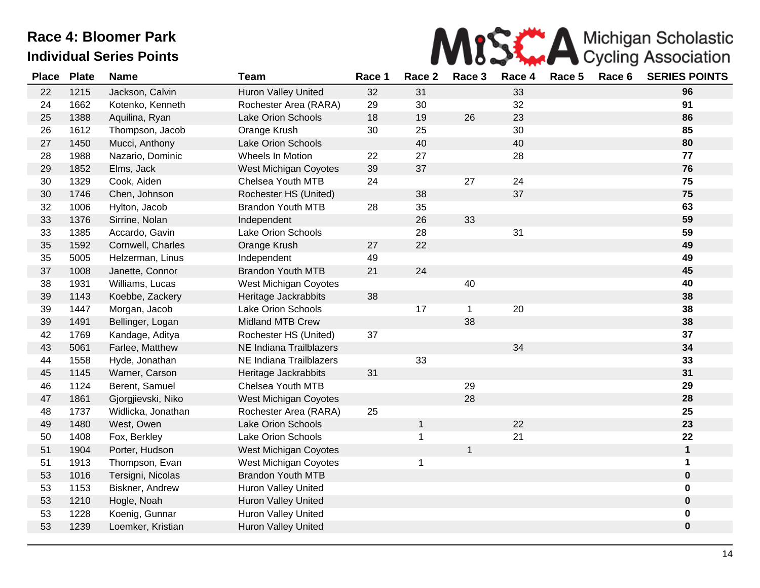# Race 4: Bloomer Park

## Individual Series Points

Michigan Scholastic Cycling Association

| Place | Plate | Name | Team | Race 1 | Race 2 | Race 3 | Race 4 | Race 5 | Race 6 | SERIES POINTS |
|---|---|---|---|---|---|---|---|---|---|---|
| 22 | 1215 | Jackson, Calvin | Huron Valley United | 32 | 31 | | 33 | | | **96** |
| 24 | 1662 | Kotenko, Kenneth | Rochester Area (RARA) | 29 | 30 | | 32 | | | **91** |
| 25 | 1388 | Aquilina, Ryan | Lake Orion Schools | 18 | 19 | 26 | 23 | | | **86** |
| 26 | 1612 | Thompson, Jacob | Orange Krush | 30 | 25 | | 30 | | | **85** |
| 27 | 1450 | Mucci, Anthony | Lake Orion Schools | | 40 | | 40 | | | **80** |
| 28 | 1988 | Nazario, Dominic | Wheels In Motion | 22 | 27 | | 28 | | | **77** |
| 29 | 1852 | Elms, Jack | West Michigan Coyotes | 39 | 37 | | | | | **76** |
| 30 | 1329 | Cook, Aiden | Chelsea Youth MTB | 24 | | 27 | 24 | | | **75** |
| 30 | 1746 | Chen, Johnson | Rochester HS (United) | | 38 | | 37 | | | **75** |
| 32 | 1006 | Hylton, Jacob | Brandon Youth MTB | 28 | 35 | | | | | **63** |
| 33 | 1376 | Sirrine, Nolan | Independent | | 26 | 33 | | | | **59** |
| 33 | 1385 | Accardo, Gavin | Lake Orion Schools | | 28 | | 31 | | | **59** |
| 35 | 1592 | Cornwell, Charles | Orange Krush | 27 | 22 | | | | | **49** |
| 35 | 5005 | Helzerman, Linus | Independent | 49 | | | | | | **49** |
| 37 | 1008 | Janette, Connor | Brandon Youth MTB | 21 | 24 | | | | | **45** |
| 38 | 1931 | Williams, Lucas | West Michigan Coyotes | | | 40 | | | | **40** |
| 39 | 1143 | Koebbe, Zackery | Heritage Jackrabbits | 38 | | | | | | **38** |
| 39 | 1447 | Morgan, Jacob | Lake Orion Schools | | 17 | 1 | 20 | | | **38** |
| 39 | 1491 | Bellinger, Logan | Midland MTB Crew | | | 38 | | | | **38** |
| 42 | 1769 | Kandage, Aditya | Rochester HS (United) | 37 | | | | | | **37** |
| 43 | 5061 | Farlee, Matthew | NE Indiana Trailblazers | | | | 34 | | | **34** |
| 44 | 1558 | Hyde, Jonathan | NE Indiana Trailblazers | | 33 | | | | | **33** |
| 45 | 1145 | Warner, Carson | Heritage Jackrabbits | 31 | | | | | | **31** |
| 46 | 1124 | Berent, Samuel | Chelsea Youth MTB | | | 29 | | | | **29** |
| 47 | 1861 | Gjorgjievski, Niko | West Michigan Coyotes | | | 28 | | | | **28** |
| 48 | 1737 | Widlicka, Jonathan | Rochester Area (RARA) | 25 | | | | | | **25** |
| 49 | 1480 | West, Owen | Lake Orion Schools | | 1 | | 22 | | | **23** |
| 50 | 1408 | Fox, Berkley | Lake Orion Schools | | 1 | | 21 | | | **22** |
| 51 | 1904 | Porter, Hudson | West Michigan Coyotes | | | 1 | | | | **1** |
| 51 | 1913 | Thompson, Evan | West Michigan Coyotes | | 1 | | | | | **1** |
| 53 | 1016 | Tersigni, Nicolas | Brandon Youth MTB | | | | | | | **0** |
| 53 | 1153 | Biskner, Andrew | Huron Valley United | | | | | | | **0** |
| 53 | 1210 | Hogle, Noah | Huron Valley United | | | | | | | **0** |
| 53 | 1228 | Koenig, Gunnar | Huron Valley United | | | | | | | **0** |
| 53 | 1239 | Loemker, Kristian | Huron Valley United | | | | | | | **0** |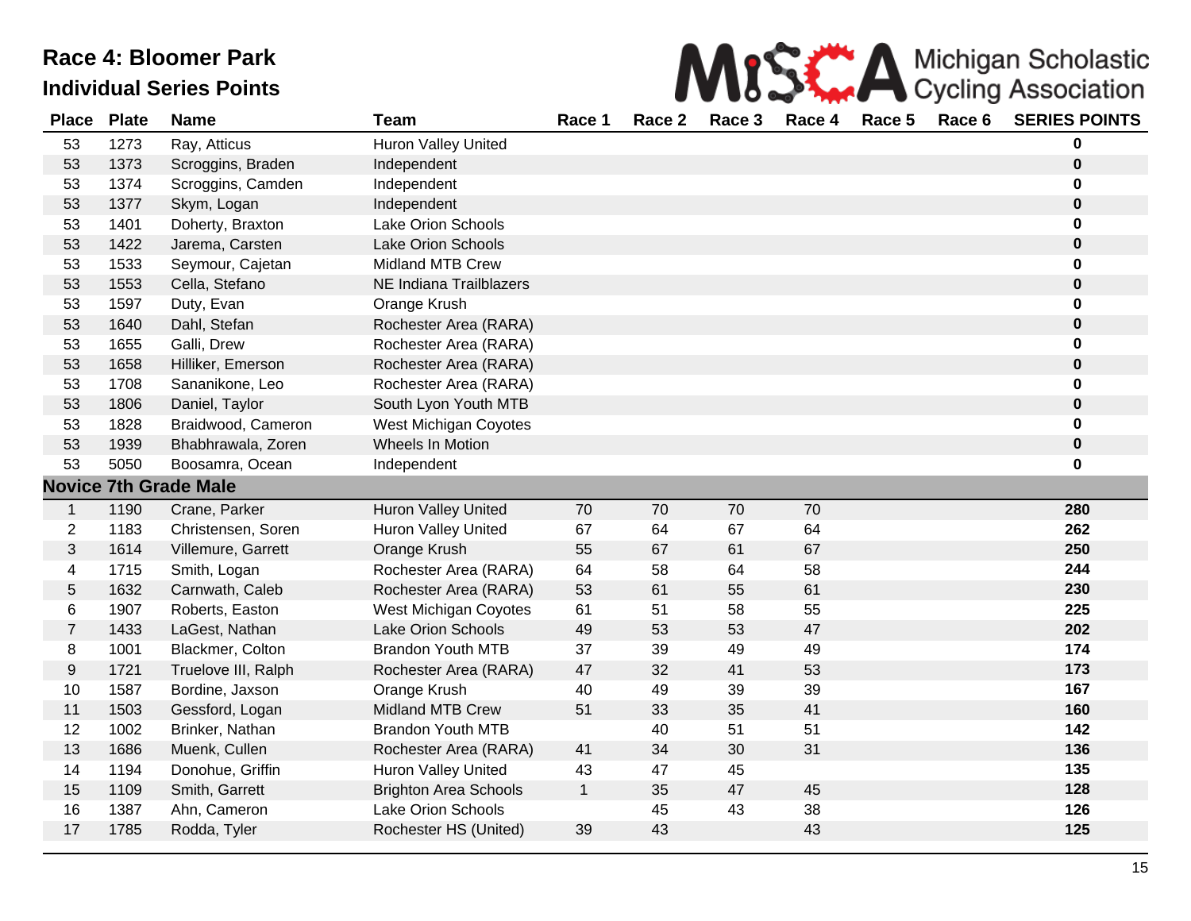# Race 4: Bloomer Park

## Individual Series Points

Michigan Scholastic Cycling Association

| Place | Plate | Name | Team | Race 1 | Race 2 | Race 3 | Race 4 | Race 5 | Race 6 | SERIES POINTS |
|---|---|---|---|---|---|---|---|---|---|---|
| 53 | 1273 | Ray, Atticus | Huron Valley United | | | | | | | **0** |
| 53 | 1373 | Scroggins, Braden | Independent | | | | | | | **0** |
| 53 | 1374 | Scroggins, Camden | Independent | | | | | | | **0** |
| 53 | 1377 | Skym, Logan | Independent | | | | | | | **0** |
| 53 | 1401 | Doherty, Braxton | Lake Orion Schools | | | | | | | **0** |
| 53 | 1422 | Jarema, Carsten | Lake Orion Schools | | | | | | | **0** |
| 53 | 1533 | Seymour, Cajetan | Midland MTB Crew | | | | | | | **0** |
| 53 | 1553 | Cella, Stefano | NE Indiana Trailblazers | | | | | | | **0** |
| 53 | 1597 | Duty, Evan | Orange Krush | | | | | | | **0** |
| 53 | 1640 | Dahl, Stefan | Rochester Area (RARA) | | | | | | | **0** |
| 53 | 1655 | Galli, Drew | Rochester Area (RARA) | | | | | | | **0** |
| 53 | 1658 | Hilliker, Emerson | Rochester Area (RARA) | | | | | | | **0** |
| 53 | 1708 | Sananikone, Leo | Rochester Area (RARA) | | | | | | | **0** |
| 53 | 1806 | Daniel, Taylor | South Lyon Youth MTB | | | | | | | **0** |
| 53 | 1828 | Braidwood, Cameron | West Michigan Coyotes | | | | | | | **0** |
| 53 | 1939 | Bhabhrawala, Zoren | Wheels In Motion | | | | | | | **0** |
| 53 | 5050 | Boosamra, Ocean | Independent | | | | | | | **0** |
| **Novice 7th Grade Male** | | | | | | | | | | |
| 1 | 1190 | Crane, Parker | Huron Valley United | 70 | 70 | 70 | 70 | | | **280** |
| 2 | 1183 | Christensen, Soren | Huron Valley United | 67 | 64 | 67 | 64 | | | **262** |
| 3 | 1614 | Villemure, Garrett | Orange Krush | 55 | 67 | 61 | 67 | | | **250** |
| 4 | 1715 | Smith, Logan | Rochester Area (RARA) | 64 | 58 | 64 | 58 | | | **244** |
| 5 | 1632 | Carnwath, Caleb | Rochester Area (RARA) | 53 | 61 | 55 | 61 | | | **230** |
| 6 | 1907 | Roberts, Easton | West Michigan Coyotes | 61 | 51 | 58 | 55 | | | **225** |
| 7 | 1433 | LaGest, Nathan | Lake Orion Schools | 49 | 53 | 53 | 47 | | | **202** |
| 8 | 1001 | Blackmer, Colton | Brandon Youth MTB | 37 | 39 | 49 | 49 | | | **174** |
| 9 | 1721 | Truelove III, Ralph | Rochester Area (RARA) | 47 | 32 | 41 | 53 | | | **173** |
| 10 | 1587 | Bordine, Jaxson | Orange Krush | 40 | 49 | 39 | 39 | | | **167** |
| 11 | 1503 | Gessford, Logan | Midland MTB Crew | 51 | 33 | 35 | 41 | | | **160** |
| 12 | 1002 | Brinker, Nathan | Brandon Youth MTB | | 40 | 51 | 51 | | | **142** |
| 13 | 1686 | Muenk, Cullen | Rochester Area (RARA) | 41 | 34 | 30 | 31 | | | **136** |
| 14 | 1194 | Donohue, Griffin | Huron Valley United | 43 | 47 | 45 | | | | **135** |
| 15 | 1109 | Smith, Garrett | Brighton Area Schools | 1 | 35 | 47 | 45 | | | **128** |
| 16 | 1387 | Ahn, Cameron | Lake Orion Schools | | 45 | 43 | 38 | | | **126** |
| 17 | 1785 | Rodda, Tyler | Rochester HS (United) | 39 | 43 | | 43 | | | **125** |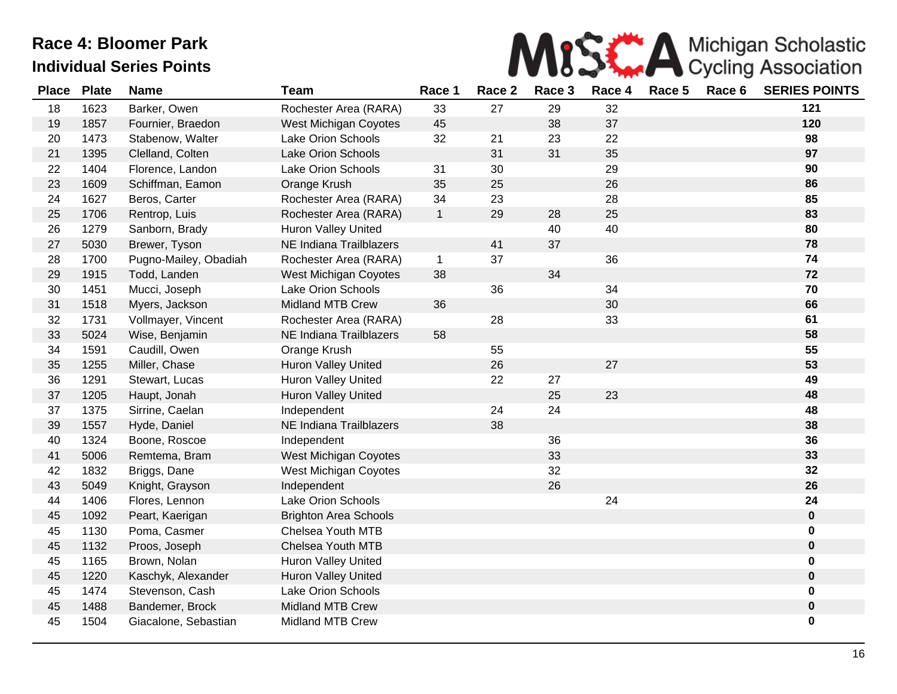# Race 4: Bloomer Park

## Individual Series Points

MiSCA Michigan Scholastic Cycling Association

| Place | Plate | Name | Team | Race 1 | Race 2 | Race 3 | Race 4 | Race 5 | Race 6 | SERIES POINTS |
|---|---|---|---|---|---|---|---|---|---|---|
| 18 | 1623 | Barker, Owen | Rochester Area (RARA) | 33 | 27 | 29 | 32 | | | **121** |
| 19 | 1857 | Fournier, Braedon | West Michigan Coyotes | 45 | | 38 | 37 | | | **120** |
| 20 | 1473 | Stabenow, Walter | Lake Orion Schools | 32 | 21 | 23 | 22 | | | **98** |
| 21 | 1395 | Clelland, Colten | Lake Orion Schools | | 31 | 31 | 35 | | | **97** |
| 22 | 1404 | Florence, Landon | Lake Orion Schools | 31 | 30 | | 29 | | | **90** |
| 23 | 1609 | Schiffman, Eamon | Orange Krush | 35 | 25 | | 26 | | | **86** |
| 24 | 1627 | Beros, Carter | Rochester Area (RARA) | 34 | 23 | | 28 | | | **85** |
| 25 | 1706 | Rentrop, Luis | Rochester Area (RARA) | 1 | 29 | 28 | 25 | | | **83** |
| 26 | 1279 | Sanborn, Brady | Huron Valley United | | | 40 | 40 | | | **80** |
| 27 | 5030 | Brewer, Tyson | NE Indiana Trailblazers | | 41 | 37 | | | | **78** |
| 28 | 1700 | Pugno-Mailey, Obadiah | Rochester Area (RARA) | 1 | 37 | | 36 | | | **74** |
| 29 | 1915 | Todd, Landen | West Michigan Coyotes | 38 | | 34 | | | | **72** |
| 30 | 1451 | Mucci, Joseph | Lake Orion Schools | | 36 | | 34 | | | **70** |
| 31 | 1518 | Myers, Jackson | Midland MTB Crew | 36 | | | 30 | | | **66** |
| 32 | 1731 | Vollmayer, Vincent | Rochester Area (RARA) | | 28 | | 33 | | | **61** |
| 33 | 5024 | Wise, Benjamin | NE Indiana Trailblazers | 58 | | | | | | **58** |
| 34 | 1591 | Caudill, Owen | Orange Krush | | 55 | | | | | **55** |
| 35 | 1255 | Miller, Chase | Huron Valley United | | 26 | | 27 | | | **53** |
| 36 | 1291 | Stewart, Lucas | Huron Valley United | | 22 | 27 | | | | **49** |
| 37 | 1205 | Haupt, Jonah | Huron Valley United | | | 25 | 23 | | | **48** |
| 37 | 1375 | Sirrine, Caelan | Independent | | 24 | 24 | | | | **48** |
| 39 | 1557 | Hyde, Daniel | NE Indiana Trailblazers | | 38 | | | | | **38** |
| 40 | 1324 | Boone, Roscoe | Independent | | | 36 | | | | **36** |
| 41 | 5006 | Remtema, Bram | West Michigan Coyotes | | | 33 | | | | **33** |
| 42 | 1832 | Briggs, Dane | West Michigan Coyotes | | | 32 | | | | **32** |
| 43 | 5049 | Knight, Grayson | Independent | | | 26 | | | | **26** |
| 44 | 1406 | Flores, Lennon | Lake Orion Schools | | | | 24 | | | **24** |
| 45 | 1092 | Peart, Kaerigan | Brighton Area Schools | | | | | | | **0** |
| 45 | 1130 | Poma, Casmer | Chelsea Youth MTB | | | | | | | **0** |
| 45 | 1132 | Proos, Joseph | Chelsea Youth MTB | | | | | | | **0** |
| 45 | 1165 | Brown, Nolan | Huron Valley United | | | | | | | **0** |
| 45 | 1220 | Kaschyk, Alexander | Huron Valley United | | | | | | | **0** |
| 45 | 1474 | Stevenson, Cash | Lake Orion Schools | | | | | | | **0** |
| 45 | 1488 | Bandemer, Brock | Midland MTB Crew | | | | | | | **0** |
| 45 | 1504 | Giacalone, Sebastian | Midland MTB Crew | | | | | | | **0** |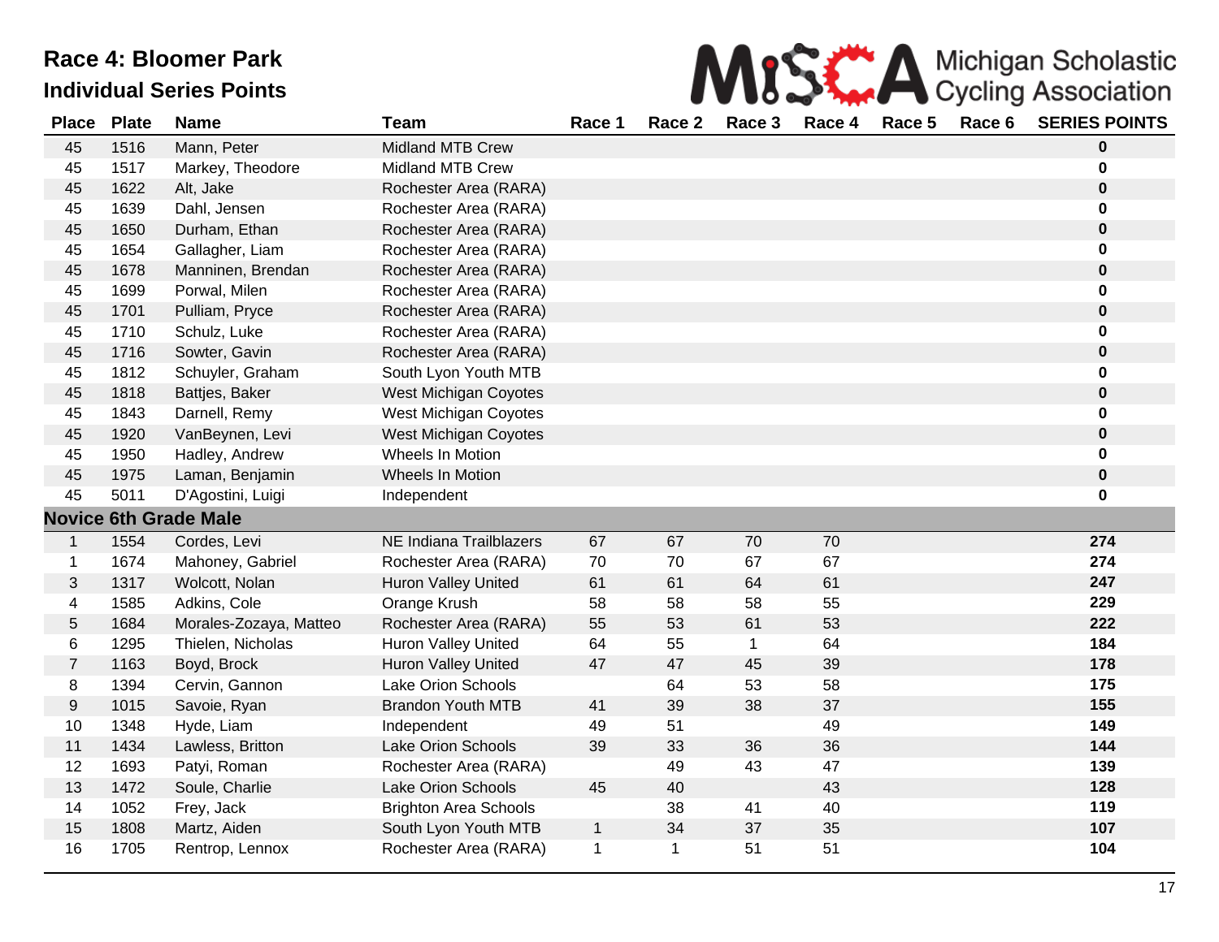# Race 4: Bloomer Park

## Individual Series Points

MiSCA Michigan Scholastic Cycling Association

| Place | Plate | Name | Team | Race 1 | Race 2 | Race 3 | Race 4 | Race 5 | Race 6 | SERIES POINTS |
|---|---|---|---|---|---|---|---|---|---|---|
| 45 | 1516 | Mann, Peter | Midland MTB Crew | | | | | | | **0** |
| 45 | 1517 | Markey, Theodore | Midland MTB Crew | | | | | | | **0** |
| 45 | 1622 | Alt, Jake | Rochester Area (RARA) | | | | | | | **0** |
| 45 | 1639 | Dahl, Jensen | Rochester Area (RARA) | | | | | | | **0** |
| 45 | 1650 | Durham, Ethan | Rochester Area (RARA) | | | | | | | **0** |
| 45 | 1654 | Gallagher, Liam | Rochester Area (RARA) | | | | | | | **0** |
| 45 | 1678 | Manninen, Brendan | Rochester Area (RARA) | | | | | | | **0** |
| 45 | 1699 | Porwal, Milen | Rochester Area (RARA) | | | | | | | **0** |
| 45 | 1701 | Pulliam, Pryce | Rochester Area (RARA) | | | | | | | **0** |
| 45 | 1710 | Schulz, Luke | Rochester Area (RARA) | | | | | | | **0** |
| 45 | 1716 | Sowter, Gavin | Rochester Area (RARA) | | | | | | | **0** |
| 45 | 1812 | Schuyler, Graham | South Lyon Youth MTB | | | | | | | **0** |
| 45 | 1818 | Battjes, Baker | West Michigan Coyotes | | | | | | | **0** |
| 45 | 1843 | Darnell, Remy | West Michigan Coyotes | | | | | | | **0** |
| 45 | 1920 | VanBeynen, Levi | West Michigan Coyotes | | | | | | | **0** |
| 45 | 1950 | Hadley, Andrew | Wheels In Motion | | | | | | | **0** |
| 45 | 1975 | Laman, Benjamin | Wheels In Motion | | | | | | | **0** |
| 45 | 5011 | D'Agostini, Luigi | Independent | | | | | | | **0** |
| **Novice 6th Grade Male** | | | | | | | | | | |
| 1 | 1554 | Cordes, Levi | NE Indiana Trailblazers | 67 | 67 | 70 | 70 | | | **274** |
| 1 | 1674 | Mahoney, Gabriel | Rochester Area (RARA) | 70 | 70 | 67 | 67 | | | **274** |
| 3 | 1317 | Wolcott, Nolan | Huron Valley United | 61 | 61 | 64 | 61 | | | **247** |
| 4 | 1585 | Adkins, Cole | Orange Krush | 58 | 58 | 58 | 55 | | | **229** |
| 5 | 1684 | Morales-Zozaya, Matteo | Rochester Area (RARA) | 55 | 53 | 61 | 53 | | | **222** |
| 6 | 1295 | Thielen, Nicholas | Huron Valley United | 64 | 55 | 1 | 64 | | | **184** |
| 7 | 1163 | Boyd, Brock | Huron Valley United | 47 | 47 | 45 | 39 | | | **178** |
| 8 | 1394 | Cervin, Gannon | Lake Orion Schools | | 64 | 53 | 58 | | | **175** |
| 9 | 1015 | Savoie, Ryan | Brandon Youth MTB | 41 | 39 | 38 | 37 | | | **155** |
| 10 | 1348 | Hyde, Liam | Independent | 49 | 51 | | 49 | | | **149** |
| 11 | 1434 | Lawless, Britton | Lake Orion Schools | 39 | 33 | 36 | 36 | | | **144** |
| 12 | 1693 | Patyi, Roman | Rochester Area (RARA) | | 49 | 43 | 47 | | | **139** |
| 13 | 1472 | Soule, Charlie | Lake Orion Schools | 45 | 40 | | 43 | | | **128** |
| 14 | 1052 | Frey, Jack | Brighton Area Schools | | 38 | 41 | 40 | | | **119** |
| 15 | 1808 | Martz, Aiden | South Lyon Youth MTB | 1 | 34 | 37 | 35 | | | **107** |
| 16 | 1705 | Rentrop, Lennox | Rochester Area (RARA) | 1 | 1 | 51 | 51 | | | **104** |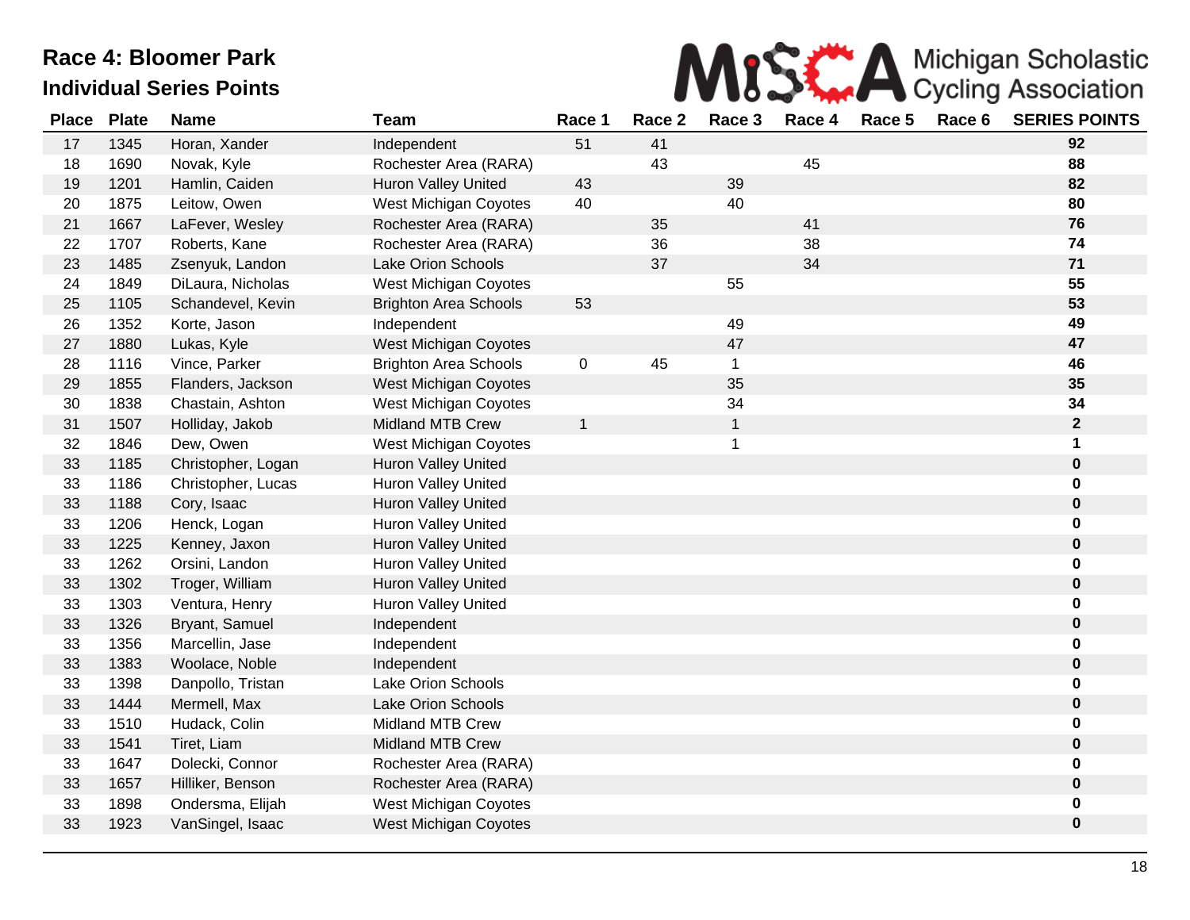# Race 4: Bloomer Park

## Individual Series Points

| Place | Plate | Name | Team | Race 1 | Race 2 | Race 3 | Race 4 | Race 5 | Race 6 | SERIES POINTS |
|---|---|---|---|---|---|---|---|---|---|---|
| 17 | 1345 | Horan, Xander | Independent | 51 | 41 | | | | | **92** |
| 18 | 1690 | Novak, Kyle | Rochester Area (RARA) | | 43 | | 45 | | | **88** |
| 19 | 1201 | Hamlin, Caiden | Huron Valley United | 43 | | 39 | | | | **82** |
| 20 | 1875 | Leitow, Owen | West Michigan Coyotes | 40 | | 40 | | | | **80** |
| 21 | 1667 | LaFever, Wesley | Rochester Area (RARA) | | 35 | | 41 | | | **76** |
| 22 | 1707 | Roberts, Kane | Rochester Area (RARA) | | 36 | | 38 | | | **74** |
| 23 | 1485 | Zsenyuk, Landon | Lake Orion Schools | | 37 | | 34 | | | **71** |
| 24 | 1849 | DiLaura, Nicholas | West Michigan Coyotes | | | 55 | | | | **55** |
| 25 | 1105 | Schandevel, Kevin | Brighton Area Schools | 53 | | | | | | **53** |
| 26 | 1352 | Korte, Jason | Independent | | | 49 | | | | **49** |
| 27 | 1880 | Lukas, Kyle | West Michigan Coyotes | | | 47 | | | | **47** |
| 28 | 1116 | Vince, Parker | Brighton Area Schools | 0 | 45 | 1 | | | | **46** |
| 29 | 1855 | Flanders, Jackson | West Michigan Coyotes | | | 35 | | | | **35** |
| 30 | 1838 | Chastain, Ashton | West Michigan Coyotes | | | 34 | | | | **34** |
| 31 | 1507 | Holliday, Jakob | Midland MTB Crew | 1 | | 1 | | | | **2** |
| 32 | 1846 | Dew, Owen | West Michigan Coyotes | | | 1 | | | | **1** |
| 33 | 1185 | Christopher, Logan | Huron Valley United | | | | | | | **0** |
| 33 | 1186 | Christopher, Lucas | Huron Valley United | | | | | | | **0** |
| 33 | 1188 | Cory, Isaac | Huron Valley United | | | | | | | **0** |
| 33 | 1206 | Henck, Logan | Huron Valley United | | | | | | | **0** |
| 33 | 1225 | Kenney, Jaxon | Huron Valley United | | | | | | | **0** |
| 33 | 1262 | Orsini, Landon | Huron Valley United | | | | | | | **0** |
| 33 | 1302 | Troger, William | Huron Valley United | | | | | | | **0** |
| 33 | 1303 | Ventura, Henry | Huron Valley United | | | | | | | **0** |
| 33 | 1326 | Bryant, Samuel | Independent | | | | | | | **0** |
| 33 | 1356 | Marcellin, Jase | Independent | | | | | | | **0** |
| 33 | 1383 | Woolace, Noble | Independent | | | | | | | **0** |
| 33 | 1398 | Danpollo, Tristan | Lake Orion Schools | | | | | | | **0** |
| 33 | 1444 | Mermell, Max | Lake Orion Schools | | | | | | | **0** |
| 33 | 1510 | Hudack, Colin | Midland MTB Crew | | | | | | | **0** |
| 33 | 1541 | Tiret, Liam | Midland MTB Crew | | | | | | | **0** |
| 33 | 1647 | Dolecki, Connor | Rochester Area (RARA) | | | | | | | **0** |
| 33 | 1657 | Hilliker, Benson | Rochester Area (RARA) | | | | | | | **0** |
| 33 | 1898 | Ondersma, Elijah | West Michigan Coyotes | | | | | | | **0** |
| 33 | 1923 | VanSingel, Isaac | West Michigan Coyotes | | | | | | | **0** |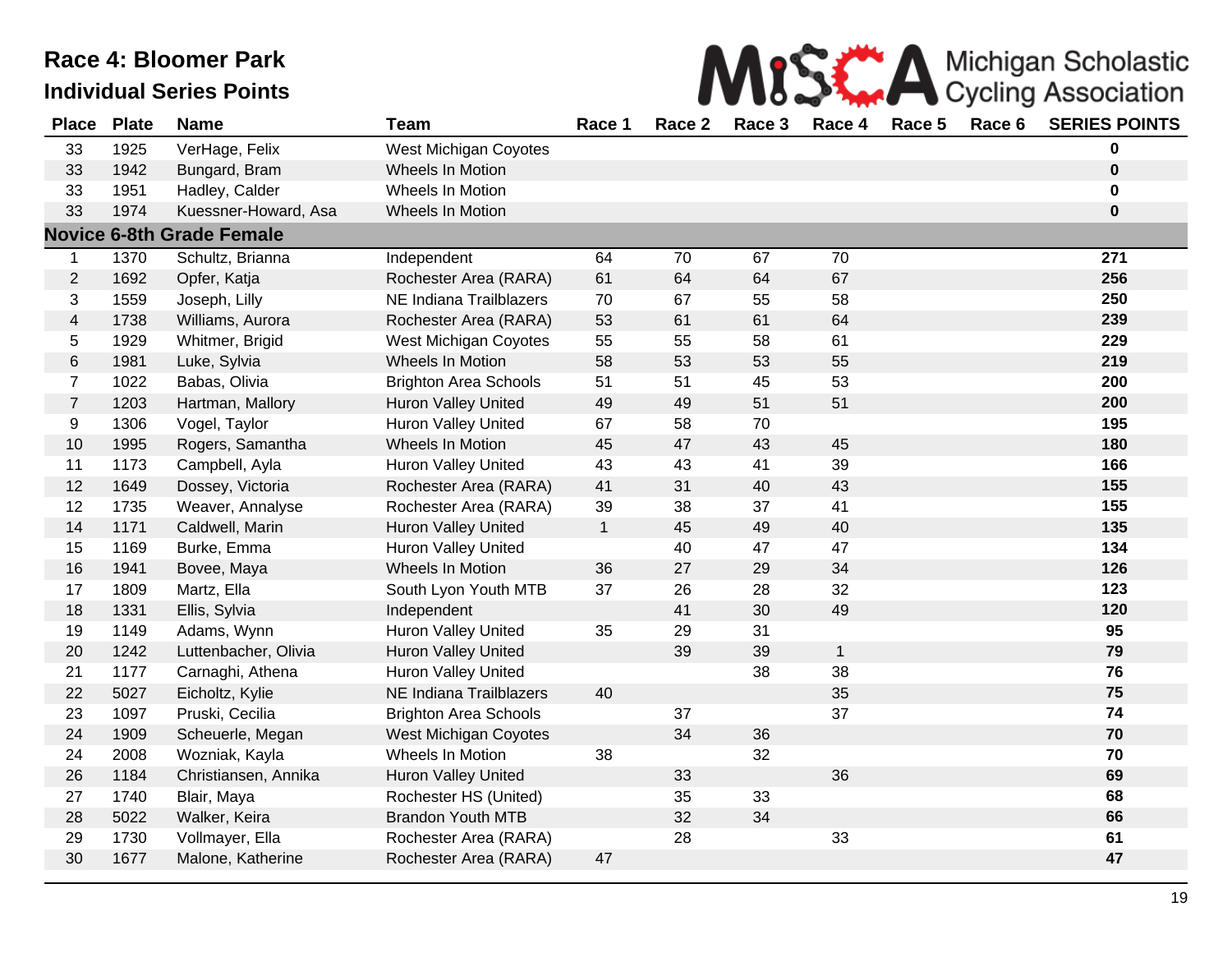# Race 4: Bloomer Park

## Individual Series Points

| Place | Plate | Name | Team | Race 1 | Race 2 | Race 3 | Race 4 | Race 5 | Race 6 | SERIES POINTS |
|---|---|---|---|---|---|---|---|---|---|---|
| 33 | 1925 | VerHage, Felix | West Michigan Coyotes | | | | | | | **0** |
| 33 | 1942 | Bungard, Bram | Wheels In Motion | | | | | | | **0** |
| 33 | 1951 | Hadley, Calder | Wheels In Motion | | | | | | | **0** |
| 33 | 1974 | Kuessner-Howard, Asa | Wheels In Motion | | | | | | | **0** |
| **Novice 6-8th Grade Female** | | | | | | | | | | |
| 1 | 1370 | Schultz, Brianna | Independent | 64 | 70 | 67 | 70 | | | **271** |
| 2 | 1692 | Opfer, Katja | Rochester Area (RARA) | 61 | 64 | 64 | 67 | | | **256** |
| 3 | 1559 | Joseph, Lilly | NE Indiana Trailblazers | 70 | 67 | 55 | 58 | | | **250** |
| 4 | 1738 | Williams, Aurora | Rochester Area (RARA) | 53 | 61 | 61 | 64 | | | **239** |
| 5 | 1929 | Whitmer, Brigid | West Michigan Coyotes | 55 | 55 | 58 | 61 | | | **229** |
| 6 | 1981 | Luke, Sylvia | Wheels In Motion | 58 | 53 | 53 | 55 | | | **219** |
| 7 | 1022 | Babas, Olivia | Brighton Area Schools | 51 | 51 | 45 | 53 | | | **200** |
| 7 | 1203 | Hartman, Mallory | Huron Valley United | 49 | 49 | 51 | 51 | | | **200** |
| 9 | 1306 | Vogel, Taylor | Huron Valley United | 67 | 58 | 70 | | | | **195** |
| 10 | 1995 | Rogers, Samantha | Wheels In Motion | 45 | 47 | 43 | 45 | | | **180** |
| 11 | 1173 | Campbell, Ayla | Huron Valley United | 43 | 43 | 41 | 39 | | | **166** |
| 12 | 1649 | Dossey, Victoria | Rochester Area (RARA) | 41 | 31 | 40 | 43 | | | **155** |
| 12 | 1735 | Weaver, Annalyse | Rochester Area (RARA) | 39 | 38 | 37 | 41 | | | **155** |
| 14 | 1171 | Caldwell, Marin | Huron Valley United | 1 | 45 | 49 | 40 | | | **135** |
| 15 | 1169 | Burke, Emma | Huron Valley United | | 40 | 47 | 47 | | | **134** |
| 16 | 1941 | Bovee, Maya | Wheels In Motion | 36 | 27 | 29 | 34 | | | **126** |
| 17 | 1809 | Martz, Ella | South Lyon Youth MTB | 37 | 26 | 28 | 32 | | | **123** |
| 18 | 1331 | Ellis, Sylvia | Independent | | 41 | 30 | 49 | | | **120** |
| 19 | 1149 | Adams, Wynn | Huron Valley United | 35 | 29 | 31 | | | | **95** |
| 20 | 1242 | Luttenbacher, Olivia | Huron Valley United | | 39 | 39 | 1 | | | **79** |
| 21 | 1177 | Carnaghi, Athena | Huron Valley United | | | 38 | 38 | | | **76** |
| 22 | 5027 | Eicholtz, Kylie | NE Indiana Trailblazers | 40 | | | 35 | | | **75** |
| 23 | 1097 | Pruski, Cecilia | Brighton Area Schools | | 37 | | 37 | | | **74** |
| 24 | 1909 | Scheuerle, Megan | West Michigan Coyotes | | 34 | 36 | | | | **70** |
| 24 | 2008 | Wozniak, Kayla | Wheels In Motion | 38 | | 32 | | | | **70** |
| 26 | 1184 | Christiansen, Annika | Huron Valley United | | 33 | | 36 | | | **69** |
| 27 | 1740 | Blair, Maya | Rochester HS (United) | | 35 | 33 | | | | **68** |
| 28 | 5022 | Walker, Keira | Brandon Youth MTB | | 32 | 34 | | | | **66** |
| 29 | 1730 | Vollmayer, Ella | Rochester Area (RARA) | | 28 | | 33 | | | **61** |
| 30 | 1677 | Malone, Katherine | Rochester Area (RARA) | 47 | | | | | | **47** |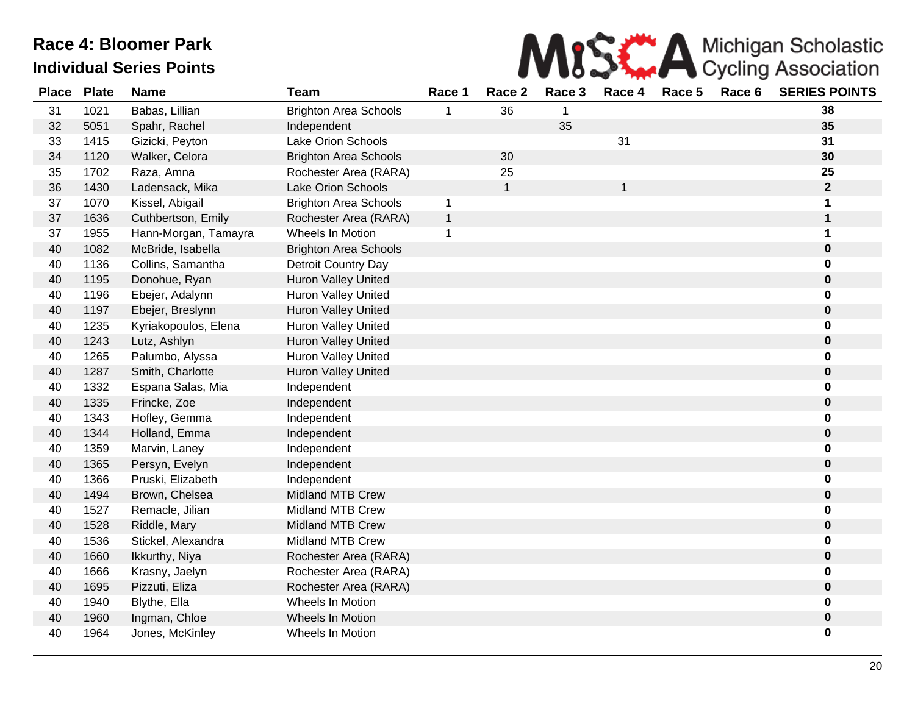# Race 4: Bloomer Park

## Individual Series Points

| Place | Plate | Name | Team | Race 1 | Race 2 | Race 3 | Race 4 | Race 5 | Race 6 | SERIES POINTS |
|---|---|---|---|---|---|---|---|---|---|---|
| 31 | 1021 | Babas, Lillian | Brighton Area Schools | 1 | 36 | 1 | | | | **38** |
| 32 | 5051 | Spahr, Rachel | Independent | | | 35 | | | | **35** |
| 33 | 1415 | Gizicki, Peyton | Lake Orion Schools | | | | 31 | | | **31** |
| 34 | 1120 | Walker, Celora | Brighton Area Schools | | 30 | | | | | **30** |
| 35 | 1702 | Raza, Amna | Rochester Area (RARA) | | 25 | | | | | **25** |
| 36 | 1430 | Ladensack, Mika | Lake Orion Schools | | 1 | | 1 | | | **2** |
| 37 | 1070 | Kissel, Abigail | Brighton Area Schools | 1 | | | | | | **1** |
| 37 | 1636 | Cuthbertson, Emily | Rochester Area (RARA) | 1 | | | | | | **1** |
| 37 | 1955 | Hann-Morgan, Tamayra | Wheels In Motion | 1 | | | | | | **1** |
| 40 | 1082 | McBride, Isabella | Brighton Area Schools | | | | | | | **0** |
| 40 | 1136 | Collins, Samantha | Detroit Country Day | | | | | | | **0** |
| 40 | 1195 | Donohue, Ryan | Huron Valley United | | | | | | | **0** |
| 40 | 1196 | Ebejer, Adalynn | Huron Valley United | | | | | | | **0** |
| 40 | 1197 | Ebejer, Breslynn | Huron Valley United | | | | | | | **0** |
| 40 | 1235 | Kyriakopoulos, Elena | Huron Valley United | | | | | | | **0** |
| 40 | 1243 | Lutz, Ashlyn | Huron Valley United | | | | | | | **0** |
| 40 | 1265 | Palumbo, Alyssa | Huron Valley United | | | | | | | **0** |
| 40 | 1287 | Smith, Charlotte | Huron Valley United | | | | | | | **0** |
| 40 | 1332 | Espana Salas, Mia | Independent | | | | | | | **0** |
| 40 | 1335 | Frincke, Zoe | Independent | | | | | | | **0** |
| 40 | 1343 | Hofley, Gemma | Independent | | | | | | | **0** |
| 40 | 1344 | Holland, Emma | Independent | | | | | | | **0** |
| 40 | 1359 | Marvin, Laney | Independent | | | | | | | **0** |
| 40 | 1365 | Persyn, Evelyn | Independent | | | | | | | **0** |
| 40 | 1366 | Pruski, Elizabeth | Independent | | | | | | | **0** |
| 40 | 1494 | Brown, Chelsea | Midland MTB Crew | | | | | | | **0** |
| 40 | 1527 | Remacle, Jilian | Midland MTB Crew | | | | | | | **0** |
| 40 | 1528 | Riddle, Mary | Midland MTB Crew | | | | | | | **0** |
| 40 | 1536 | Stickel, Alexandra | Midland MTB Crew | | | | | | | **0** |
| 40 | 1660 | Ikkurthy, Niya | Rochester Area (RARA) | | | | | | | **0** |
| 40 | 1666 | Krasny, Jaelyn | Rochester Area (RARA) | | | | | | | **0** |
| 40 | 1695 | Pizzuti, Eliza | Rochester Area (RARA) | | | | | | | **0** |
| 40 | 1940 | Blythe, Ella | Wheels In Motion | | | | | | | **0** |
| 40 | 1960 | Ingman, Chloe | Wheels In Motion | | | | | | | **0** |
| 40 | 1964 | Jones, McKinley | Wheels In Motion | | | | | | | **0** |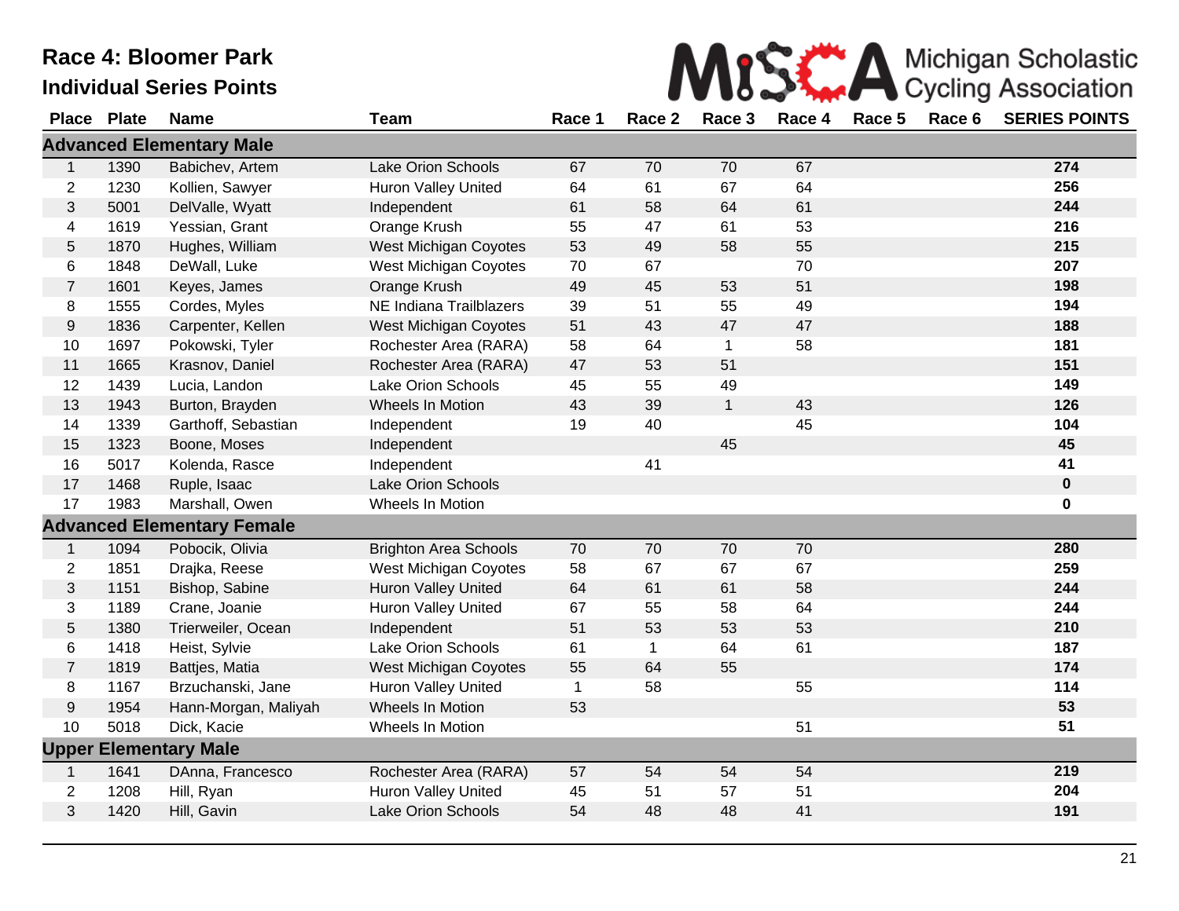# Race 4: Bloomer Park

## Individual Series Points

MiSCA Michigan Scholastic Cycling Association

| Place | Plate | Name | Team | Race 1 | Race 2 | Race 3 | Race 4 | Race 5 | Race 6 | SERIES POINTS |
|---|---|---|---|---|---|---|---|---|---|---|
| **Advanced Elementary Male** | | | | | | | | | | |
| 1 | 1390 | Babichev, Artem | Lake Orion Schools | 67 | 70 | 70 | 67 | | | **274** |
| 2 | 1230 | Kollien, Sawyer | Huron Valley United | 64 | 61 | 67 | 64 | | | **256** |
| 3 | 5001 | DelValle, Wyatt | Independent | 61 | 58 | 64 | 61 | | | **244** |
| 4 | 1619 | Yessian, Grant | Orange Krush | 55 | 47 | 61 | 53 | | | **216** |
| 5 | 1870 | Hughes, William | West Michigan Coyotes | 53 | 49 | 58 | 55 | | | **215** |
| 6 | 1848 | DeWall, Luke | West Michigan Coyotes | 70 | 67 | | 70 | | | **207** |
| 7 | 1601 | Keyes, James | Orange Krush | 49 | 45 | 53 | 51 | | | **198** |
| 8 | 1555 | Cordes, Myles | NE Indiana Trailblazers | 39 | 51 | 55 | 49 | | | **194** |
| 9 | 1836 | Carpenter, Kellen | West Michigan Coyotes | 51 | 43 | 47 | 47 | | | **188** |
| 10 | 1697 | Pokowski, Tyler | Rochester Area (RARA) | 58 | 64 | 1 | 58 | | | **181** |
| 11 | 1665 | Krasnov, Daniel | Rochester Area (RARA) | 47 | 53 | 51 | | | | **151** |
| 12 | 1439 | Lucia, Landon | Lake Orion Schools | 45 | 55 | 49 | | | | **149** |
| 13 | 1943 | Burton, Brayden | Wheels In Motion | 43 | 39 | 1 | 43 | | | **126** |
| 14 | 1339 | Garthoff, Sebastian | Independent | 19 | 40 | | 45 | | | **104** |
| 15 | 1323 | Boone, Moses | Independent | | | 45 | | | | **45** |
| 16 | 5017 | Kolenda, Rasce | Independent | | 41 | | | | | **41** |
| 17 | 1468 | Ruple, Isaac | Lake Orion Schools | | | | | | | **0** |
| 17 | 1983 | Marshall, Owen | Wheels In Motion | | | | | | | **0** |
| **Advanced Elementary Female** | | | | | | | | | | |
| 1 | 1094 | Pobocik, Olivia | Brighton Area Schools | 70 | 70 | 70 | 70 | | | **280** |
| 2 | 1851 | Drajka, Reese | West Michigan Coyotes | 58 | 67 | 67 | 67 | | | **259** |
| 3 | 1151 | Bishop, Sabine | Huron Valley United | 64 | 61 | 61 | 58 | | | **244** |
| 3 | 1189 | Crane, Joanie | Huron Valley United | 67 | 55 | 58 | 64 | | | **244** |
| 5 | 1380 | Trierweiler, Ocean | Independent | 51 | 53 | 53 | 53 | | | **210** |
| 6 | 1418 | Heist, Sylvie | Lake Orion Schools | 61 | 1 | 64 | 61 | | | **187** |
| 7 | 1819 | Battjes, Matia | West Michigan Coyotes | 55 | 64 | 55 | | | | **174** |
| 8 | 1167 | Brzuchanski, Jane | Huron Valley United | 1 | 58 | | 55 | | | **114** |
| 9 | 1954 | Hann-Morgan, Maliyah | Wheels In Motion | 53 | | | | | | **53** |
| 10 | 5018 | Dick, Kacie | Wheels In Motion | | | | 51 | | | **51** |
| **Upper Elementary Male** | | | | | | | | | | |
| 1 | 1641 | DAnna, Francesco | Rochester Area (RARA) | 57 | 54 | 54 | 54 | | | **219** |
| 2 | 1208 | Hill, Ryan | Huron Valley United | 45 | 51 | 57 | 51 | | | **204** |
| 3 | 1420 | Hill, Gavin | Lake Orion Schools | 54 | 48 | 48 | 41 | | | **191** |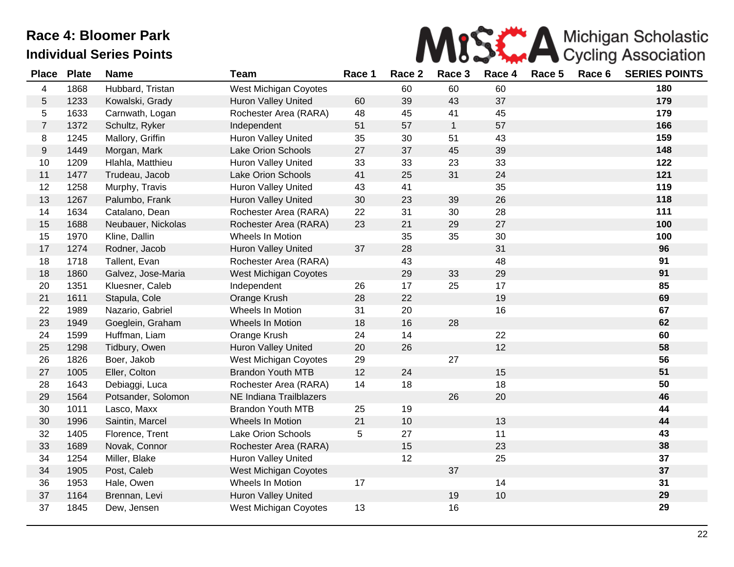# Race 4: Bloomer Park

## Individual Series Points

MiSCA Michigan Scholastic Cycling Association

| Place | Plate | Name | Team | Race 1 | Race 2 | Race 3 | Race 4 | Race 5 | Race 6 | SERIES POINTS |
|---|---|---|---|---|---|---|---|---|---|---|
| 4 | 1868 | Hubbard, Tristan | West Michigan Coyotes | | 60 | 60 | 60 | | | **180** |
| 5 | 1233 | Kowalski, Grady | Huron Valley United | 60 | 39 | 43 | 37 | | | **179** |
| 5 | 1633 | Carnwath, Logan | Rochester Area (RARA) | 48 | 45 | 41 | 45 | | | **179** |
| 7 | 1372 | Schultz, Ryker | Independent | 51 | 57 | 1 | 57 | | | **166** |
| 8 | 1245 | Mallory, Griffin | Huron Valley United | 35 | 30 | 51 | 43 | | | **159** |
| 9 | 1449 | Morgan, Mark | Lake Orion Schools | 27 | 37 | 45 | 39 | | | **148** |
| 10 | 1209 | Hlahla, Matthieu | Huron Valley United | 33 | 33 | 23 | 33 | | | **122** |
| 11 | 1477 | Trudeau, Jacob | Lake Orion Schools | 41 | 25 | 31 | 24 | | | **121** |
| 12 | 1258 | Murphy, Travis | Huron Valley United | 43 | 41 | | 35 | | | **119** |
| 13 | 1267 | Palumbo, Frank | Huron Valley United | 30 | 23 | 39 | 26 | | | **118** |
| 14 | 1634 | Catalano, Dean | Rochester Area (RARA) | 22 | 31 | 30 | 28 | | | **111** |
| 15 | 1688 | Neubauer, Nickolas | Rochester Area (RARA) | 23 | 21 | 29 | 27 | | | **100** |
| 15 | 1970 | Kline, Dallin | Wheels In Motion | | 35 | 35 | 30 | | | **100** |
| 17 | 1274 | Rodner, Jacob | Huron Valley United | 37 | 28 | | 31 | | | **96** |
| 18 | 1718 | Tallent, Evan | Rochester Area (RARA) | | 43 | | 48 | | | **91** |
| 18 | 1860 | Galvez, Jose-Maria | West Michigan Coyotes | | 29 | 33 | 29 | | | **91** |
| 20 | 1351 | Kluesner, Caleb | Independent | 26 | 17 | 25 | 17 | | | **85** |
| 21 | 1611 | Stapula, Cole | Orange Krush | 28 | 22 | | 19 | | | **69** |
| 22 | 1989 | Nazario, Gabriel | Wheels In Motion | 31 | 20 | | 16 | | | **67** |
| 23 | 1949 | Goeglein, Graham | Wheels In Motion | 18 | 16 | 28 | | | | **62** |
| 24 | 1599 | Huffman, Liam | Orange Krush | 24 | 14 | | 22 | | | **60** |
| 25 | 1298 | Tidbury, Owen | Huron Valley United | 20 | 26 | | 12 | | | **58** |
| 26 | 1826 | Boer, Jakob | West Michigan Coyotes | 29 | | 27 | | | | **56** |
| 27 | 1005 | Eller, Colton | Brandon Youth MTB | 12 | 24 | | 15 | | | **51** |
| 28 | 1643 | Debiaggi, Luca | Rochester Area (RARA) | 14 | 18 | | 18 | | | **50** |
| 29 | 1564 | Potsander, Solomon | NE Indiana Trailblazers | | | 26 | 20 | | | **46** |
| 30 | 1011 | Lasco, Maxx | Brandon Youth MTB | 25 | 19 | | | | | **44** |
| 30 | 1996 | Saintin, Marcel | Wheels In Motion | 21 | 10 | | 13 | | | **44** |
| 32 | 1405 | Florence, Trent | Lake Orion Schools | 5 | 27 | | 11 | | | **43** |
| 33 | 1689 | Novak, Connor | Rochester Area (RARA) | | 15 | | 23 | | | **38** |
| 34 | 1254 | Miller, Blake | Huron Valley United | | 12 | | 25 | | | **37** |
| 34 | 1905 | Post, Caleb | West Michigan Coyotes | | | 37 | | | | **37** |
| 36 | 1953 | Hale, Owen | Wheels In Motion | 17 | | | 14 | | | **31** |
| 37 | 1164 | Brennan, Levi | Huron Valley United | | | 19 | 10 | | | **29** |
| 37 | 1845 | Dew, Jensen | West Michigan Coyotes | 13 | | 16 | | | | **29** |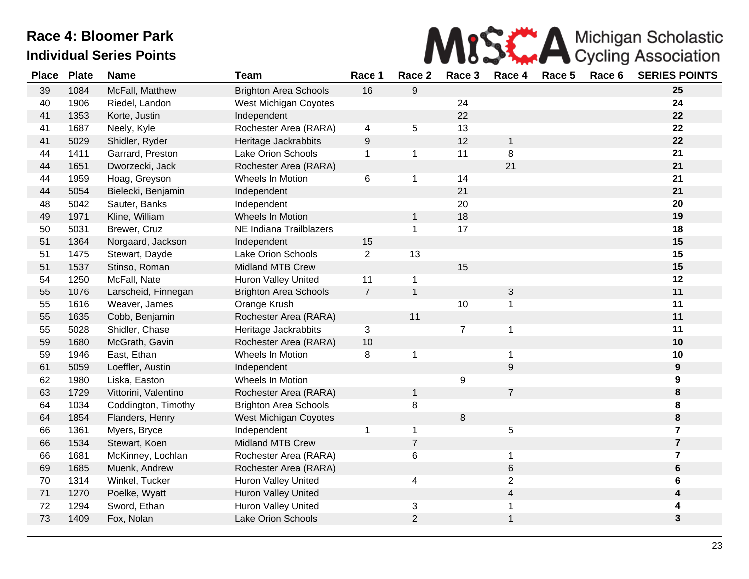# Race 4: Bloomer Park

## Individual Series Points

Michigan Scholastic Cycling Association

| Place | Plate | Name | Team | Race 1 | Race 2 | Race 3 | Race 4 | Race 5 | Race 6 | SERIES POINTS |
|---|---|---|---|---|---|---|---|---|---|---|
| 39 | 1084 | McFall, Matthew | Brighton Area Schools | 16 | 9 | | | | | **25** |
| 40 | 1906 | Riedel, Landon | West Michigan Coyotes | | | 24 | | | | **24** |
| 41 | 1353 | Korte, Justin | Independent | | | 22 | | | | **22** |
| 41 | 1687 | Neely, Kyle | Rochester Area (RARA) | 4 | 5 | 13 | | | | **22** |
| 41 | 5029 | Shidler, Ryder | Heritage Jackrabbits | 9 | | 12 | 1 | | | **22** |
| 44 | 1411 | Garrard, Preston | Lake Orion Schools | 1 | 1 | 11 | 8 | | | **21** |
| 44 | 1651 | Dworzecki, Jack | Rochester Area (RARA) | | | | 21 | | | **21** |
| 44 | 1959 | Hoag, Greyson | Wheels In Motion | 6 | 1 | 14 | | | | **21** |
| 44 | 5054 | Bielecki, Benjamin | Independent | | | 21 | | | | **21** |
| 48 | 5042 | Sauter, Banks | Independent | | | 20 | | | | **20** |
| 49 | 1971 | Kline, William | Wheels In Motion | | 1 | 18 | | | | **19** |
| 50 | 5031 | Brewer, Cruz | NE Indiana Trailblazers | | 1 | 17 | | | | **18** |
| 51 | 1364 | Norgaard, Jackson | Independent | 15 | | | | | | **15** |
| 51 | 1475 | Stewart, Dayde | Lake Orion Schools | 2 | 13 | | | | | **15** |
| 51 | 1537 | Stinso, Roman | Midland MTB Crew | | | 15 | | | | **15** |
| 54 | 1250 | McFall, Nate | Huron Valley United | 11 | 1 | | | | | **12** |
| 55 | 1076 | Larscheid, Finnegan | Brighton Area Schools | 7 | 1 | | 3 | | | **11** |
| 55 | 1616 | Weaver, James | Orange Krush | | | 10 | 1 | | | **11** |
| 55 | 1635 | Cobb, Benjamin | Rochester Area (RARA) | | 11 | | | | | **11** |
| 55 | 5028 | Shidler, Chase | Heritage Jackrabbits | 3 | | 7 | 1 | | | **11** |
| 59 | 1680 | McGrath, Gavin | Rochester Area (RARA) | 10 | | | | | | **10** |
| 59 | 1946 | East, Ethan | Wheels In Motion | 8 | 1 | | 1 | | | **10** |
| 61 | 5059 | Loeffler, Austin | Independent | | | | 9 | | | **9** |
| 62 | 1980 | Liska, Easton | Wheels In Motion | | | 9 | | | | **9** |
| 63 | 1729 | Vittorini, Valentino | Rochester Area (RARA) | | 1 | | 7 | | | **8** |
| 64 | 1034 | Coddington, Timothy | Brighton Area Schools | | 8 | | | | | **8** |
| 64 | 1854 | Flanders, Henry | West Michigan Coyotes | | | 8 | | | | **8** |
| 66 | 1361 | Myers, Bryce | Independent | 1 | 1 | | 5 | | | **7** |
| 66 | 1534 | Stewart, Koen | Midland MTB Crew | | 7 | | | | | **7** |
| 66 | 1681 | McKinney, Lochlan | Rochester Area (RARA) | | 6 | | 1 | | | **7** |
| 69 | 1685 | Muenk, Andrew | Rochester Area (RARA) | | | | 6 | | | **6** |
| 70 | 1314 | Winkel, Tucker | Huron Valley United | | 4 | | 2 | | | **6** |
| 71 | 1270 | Poelke, Wyatt | Huron Valley United | | | | 4 | | | **4** |
| 72 | 1294 | Sword, Ethan | Huron Valley United | | 3 | | 1 | | | **4** |
| 73 | 1409 | Fox, Nolan | Lake Orion Schools | | 2 | | 1 | | | **3** |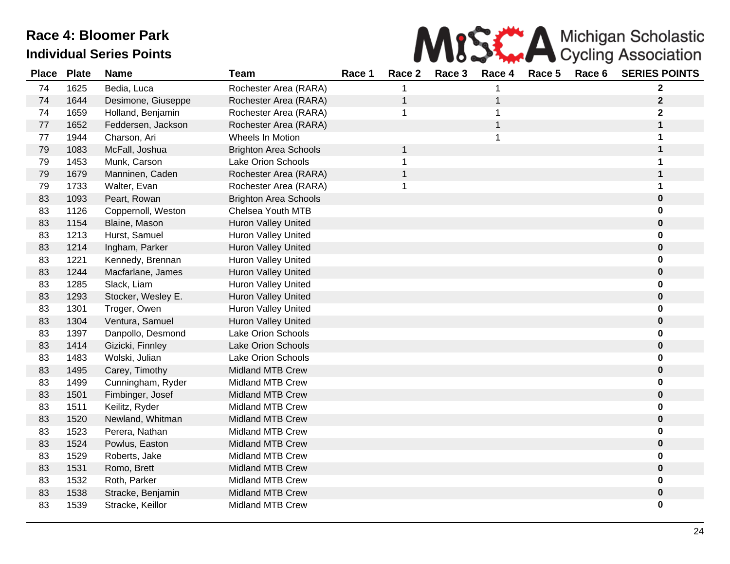# Race 4: Bloomer Park

## Individual Series Points

| Place | Plate | Name | Team | Race 1 | Race 2 | Race 3 | Race 4 | Race 5 | Race 6 | SERIES POINTS |
|---|---|---|---|---|---|---|---|---|---|---|
| 74 | 1625 | Bedia, Luca | Rochester Area (RARA) | | 1 | | 1 | | | **2** |
| 74 | 1644 | Desimone, Giuseppe | Rochester Area (RARA) | | 1 | | 1 | | | **2** |
| 74 | 1659 | Holland, Benjamin | Rochester Area (RARA) | | 1 | | 1 | | | **2** |
| 77 | 1652 | Feddersen, Jackson | Rochester Area (RARA) | | | | 1 | | | **1** |
| 77 | 1944 | Charson, Ari | Wheels In Motion | | | | 1 | | | **1** |
| 79 | 1083 | McFall, Joshua | Brighton Area Schools | | 1 | | | | | **1** |
| 79 | 1453 | Munk, Carson | Lake Orion Schools | | 1 | | | | | **1** |
| 79 | 1679 | Manninen, Caden | Rochester Area (RARA) | | 1 | | | | | **1** |
| 79 | 1733 | Walter, Evan | Rochester Area (RARA) | | 1 | | | | | **1** |
| 83 | 1093 | Peart, Rowan | Brighton Area Schools | | | | | | | **0** |
| 83 | 1126 | Coppernoll, Weston | Chelsea Youth MTB | | | | | | | **0** |
| 83 | 1154 | Blaine, Mason | Huron Valley United | | | | | | | **0** |
| 83 | 1213 | Hurst, Samuel | Huron Valley United | | | | | | | **0** |
| 83 | 1214 | Ingham, Parker | Huron Valley United | | | | | | | **0** |
| 83 | 1221 | Kennedy, Brennan | Huron Valley United | | | | | | | **0** |
| 83 | 1244 | Macfarlane, James | Huron Valley United | | | | | | | **0** |
| 83 | 1285 | Slack, Liam | Huron Valley United | | | | | | | **0** |
| 83 | 1293 | Stocker, Wesley E. | Huron Valley United | | | | | | | **0** |
| 83 | 1301 | Troger, Owen | Huron Valley United | | | | | | | **0** |
| 83 | 1304 | Ventura, Samuel | Huron Valley United | | | | | | | **0** |
| 83 | 1397 | Danpollo, Desmond | Lake Orion Schools | | | | | | | **0** |
| 83 | 1414 | Gizicki, Finnley | Lake Orion Schools | | | | | | | **0** |
| 83 | 1483 | Wolski, Julian | Lake Orion Schools | | | | | | | **0** |
| 83 | 1495 | Carey, Timothy | Midland MTB Crew | | | | | | | **0** |
| 83 | 1499 | Cunningham, Ryder | Midland MTB Crew | | | | | | | **0** |
| 83 | 1501 | Fimbinger, Josef | Midland MTB Crew | | | | | | | **0** |
| 83 | 1511 | Keilitz, Ryder | Midland MTB Crew | | | | | | | **0** |
| 83 | 1520 | Newland, Whitman | Midland MTB Crew | | | | | | | **0** |
| 83 | 1523 | Perera, Nathan | Midland MTB Crew | | | | | | | **0** |
| 83 | 1524 | Powlus, Easton | Midland MTB Crew | | | | | | | **0** |
| 83 | 1529 | Roberts, Jake | Midland MTB Crew | | | | | | | **0** |
| 83 | 1531 | Romo, Brett | Midland MTB Crew | | | | | | | **0** |
| 83 | 1532 | Roth, Parker | Midland MTB Crew | | | | | | | **0** |
| 83 | 1538 | Stracke, Benjamin | Midland MTB Crew | | | | | | | **0** |
| 83 | 1539 | Stracke, Keillor | Midland MTB Crew | | | | | | | **0** |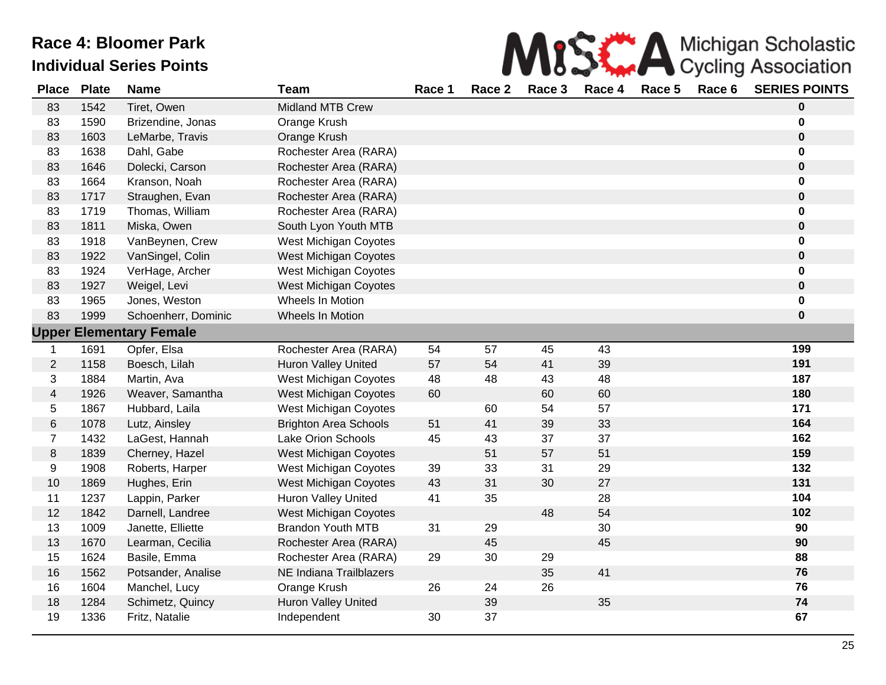# Race 4: Bloomer Park

## Individual Series Points

MiSCA Michigan Scholastic Cycling Association

| Place | Plate | Name | Team | Race 1 | Race 2 | Race 3 | Race 4 | Race 5 | Race 6 | SERIES POINTS |
|---|---|---|---|---|---|---|---|---|---|---|
| 83 | 1542 | Tiret, Owen | Midland MTB Crew | | | | | | | **0** |
| 83 | 1590 | Brizendine, Jonas | Orange Krush | | | | | | | **0** |
| 83 | 1603 | LeMarbe, Travis | Orange Krush | | | | | | | **0** |
| 83 | 1638 | Dahl, Gabe | Rochester Area (RARA) | | | | | | | **0** |
| 83 | 1646 | Dolecki, Carson | Rochester Area (RARA) | | | | | | | **0** |
| 83 | 1664 | Kranson, Noah | Rochester Area (RARA) | | | | | | | **0** |
| 83 | 1717 | Straughen, Evan | Rochester Area (RARA) | | | | | | | **0** |
| 83 | 1719 | Thomas, William | Rochester Area (RARA) | | | | | | | **0** |
| 83 | 1811 | Miska, Owen | South Lyon Youth MTB | | | | | | | **0** |
| 83 | 1918 | VanBeynen, Crew | West Michigan Coyotes | | | | | | | **0** |
| 83 | 1922 | VanSingel, Colin | West Michigan Coyotes | | | | | | | **0** |
| 83 | 1924 | VerHage, Archer | West Michigan Coyotes | | | | | | | **0** |
| 83 | 1927 | Weigel, Levi | West Michigan Coyotes | | | | | | | **0** |
| 83 | 1965 | Jones, Weston | Wheels In Motion | | | | | | | **0** |
| 83 | 1999 | Schoenherr, Dominic | Wheels In Motion | | | | | | | **0** |
| **Upper Elementary Female** | | | | | | | | | | |
| 1 | 1691 | Opfer, Elsa | Rochester Area (RARA) | 54 | 57 | 45 | 43 | | | **199** |
| 2 | 1158 | Boesch, Lilah | Huron Valley United | 57 | 54 | 41 | 39 | | | **191** |
| 3 | 1884 | Martin, Ava | West Michigan Coyotes | 48 | 48 | 43 | 48 | | | **187** |
| 4 | 1926 | Weaver, Samantha | West Michigan Coyotes | 60 | | 60 | 60 | | | **180** |
| 5 | 1867 | Hubbard, Laila | West Michigan Coyotes | | 60 | 54 | 57 | | | **171** |
| 6 | 1078 | Lutz, Ainsley | Brighton Area Schools | 51 | 41 | 39 | 33 | | | **164** |
| 7 | 1432 | LaGest, Hannah | Lake Orion Schools | 45 | 43 | 37 | 37 | | | **162** |
| 8 | 1839 | Cherney, Hazel | West Michigan Coyotes | | 51 | 57 | 51 | | | **159** |
| 9 | 1908 | Roberts, Harper | West Michigan Coyotes | 39 | 33 | 31 | 29 | | | **132** |
| 10 | 1869 | Hughes, Erin | West Michigan Coyotes | 43 | 31 | 30 | 27 | | | **131** |
| 11 | 1237 | Lappin, Parker | Huron Valley United | 41 | 35 | | 28 | | | **104** |
| 12 | 1842 | Darnell, Landree | West Michigan Coyotes | | | 48 | 54 | | | **102** |
| 13 | 1009 | Janette, Elliette | Brandon Youth MTB | 31 | 29 | | 30 | | | **90** |
| 13 | 1670 | Learman, Cecilia | Rochester Area (RARA) | | 45 | | 45 | | | **90** |
| 15 | 1624 | Basile, Emma | Rochester Area (RARA) | 29 | 30 | 29 | | | | **88** |
| 16 | 1562 | Potsander, Analise | NE Indiana Trailblazers | | | 35 | 41 | | | **76** |
| 16 | 1604 | Manchel, Lucy | Orange Krush | 26 | 24 | 26 | | | | **76** |
| 18 | 1284 | Schimetz, Quincy | Huron Valley United | | 39 | | 35 | | | **74** |
| 19 | 1336 | Fritz, Natalie | Independent | 30 | 37 | | | | | **67** |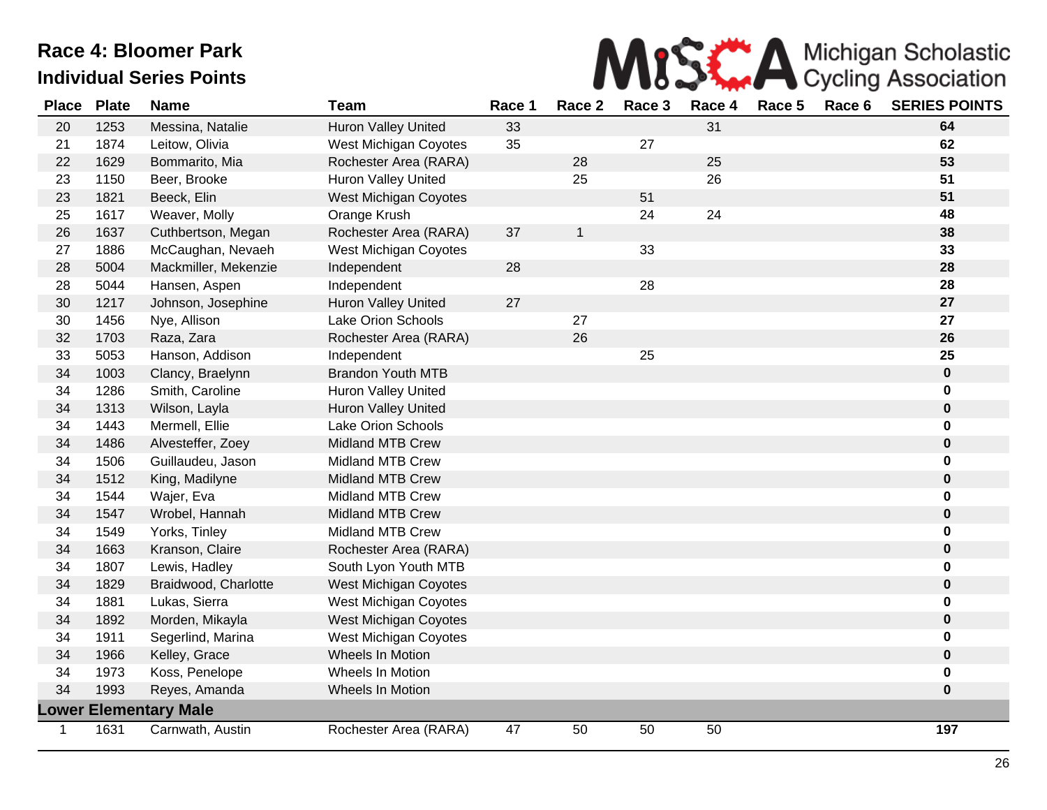# Race 4: Bloomer Park

## Individual Series Points

MiSCA Michigan Scholastic Cycling Association

| Place | Plate | Name | Team | Race 1 | Race 2 | Race 3 | Race 4 | Race 5 | Race 6 | SERIES POINTS |
|---|---|---|---|---|---|---|---|---|---|---|
| 20 | 1253 | Messina, Natalie | Huron Valley United | 33 | | | 31 | | | **64** |
| 21 | 1874 | Leitow, Olivia | West Michigan Coyotes | 35 | | 27 | | | | **62** |
| 22 | 1629 | Bommarito, Mia | Rochester Area (RARA) | | 28 | | 25 | | | **53** |
| 23 | 1150 | Beer, Brooke | Huron Valley United | | 25 | | 26 | | | **51** |
| 23 | 1821 | Beeck, Elin | West Michigan Coyotes | | | 51 | | | | **51** |
| 25 | 1617 | Weaver, Molly | Orange Krush | | | 24 | 24 | | | **48** |
| 26 | 1637 | Cuthbertson, Megan | Rochester Area (RARA) | 37 | 1 | | | | | **38** |
| 27 | 1886 | McCaughan, Nevaeh | West Michigan Coyotes | | | 33 | | | | **33** |
| 28 | 5004 | Mackmiller, Mekenzie | Independent | 28 | | | | | | **28** |
| 28 | 5044 | Hansen, Aspen | Independent | | | 28 | | | | **28** |
| 30 | 1217 | Johnson, Josephine | Huron Valley United | 27 | | | | | | **27** |
| 30 | 1456 | Nye, Allison | Lake Orion Schools | | 27 | | | | | **27** |
| 32 | 1703 | Raza, Zara | Rochester Area (RARA) | | 26 | | | | | **26** |
| 33 | 5053 | Hanson, Addison | Independent | | | 25 | | | | **25** |
| 34 | 1003 | Clancy, Braelynn | Brandon Youth MTB | | | | | | | **0** |
| 34 | 1286 | Smith, Caroline | Huron Valley United | | | | | | | **0** |
| 34 | 1313 | Wilson, Layla | Huron Valley United | | | | | | | **0** |
| 34 | 1443 | Mermell, Ellie | Lake Orion Schools | | | | | | | **0** |
| 34 | 1486 | Alvesteffer, Zoey | Midland MTB Crew | | | | | | | **0** |
| 34 | 1506 | Guillaudeu, Jason | Midland MTB Crew | | | | | | | **0** |
| 34 | 1512 | King, Madilyne | Midland MTB Crew | | | | | | | **0** |
| 34 | 1544 | Wajer, Eva | Midland MTB Crew | | | | | | | **0** |
| 34 | 1547 | Wrobel, Hannah | Midland MTB Crew | | | | | | | **0** |
| 34 | 1549 | Yorks, Tinley | Midland MTB Crew | | | | | | | **0** |
| 34 | 1663 | Kranson, Claire | Rochester Area (RARA) | | | | | | | **0** |
| 34 | 1807 | Lewis, Hadley | South Lyon Youth MTB | | | | | | | **0** |
| 34 | 1829 | Braidwood, Charlotte | West Michigan Coyotes | | | | | | | **0** |
| 34 | 1881 | Lukas, Sierra | West Michigan Coyotes | | | | | | | **0** |
| 34 | 1892 | Morden, Mikayla | West Michigan Coyotes | | | | | | | **0** |
| 34 | 1911 | Segerlind, Marina | West Michigan Coyotes | | | | | | | **0** |
| 34 | 1966 | Kelley, Grace | Wheels In Motion | | | | | | | **0** |
| 34 | 1973 | Koss, Penelope | Wheels In Motion | | | | | | | **0** |
| 34 | 1993 | Reyes, Amanda | Wheels In Motion | | | | | | | **0** |
| **Lower Elementary Male** | | | | | | | | | | |
| 1 | 1631 | Carnwath, Austin | Rochester Area (RARA) | 47 | 50 | 50 | 50 | | | **197** |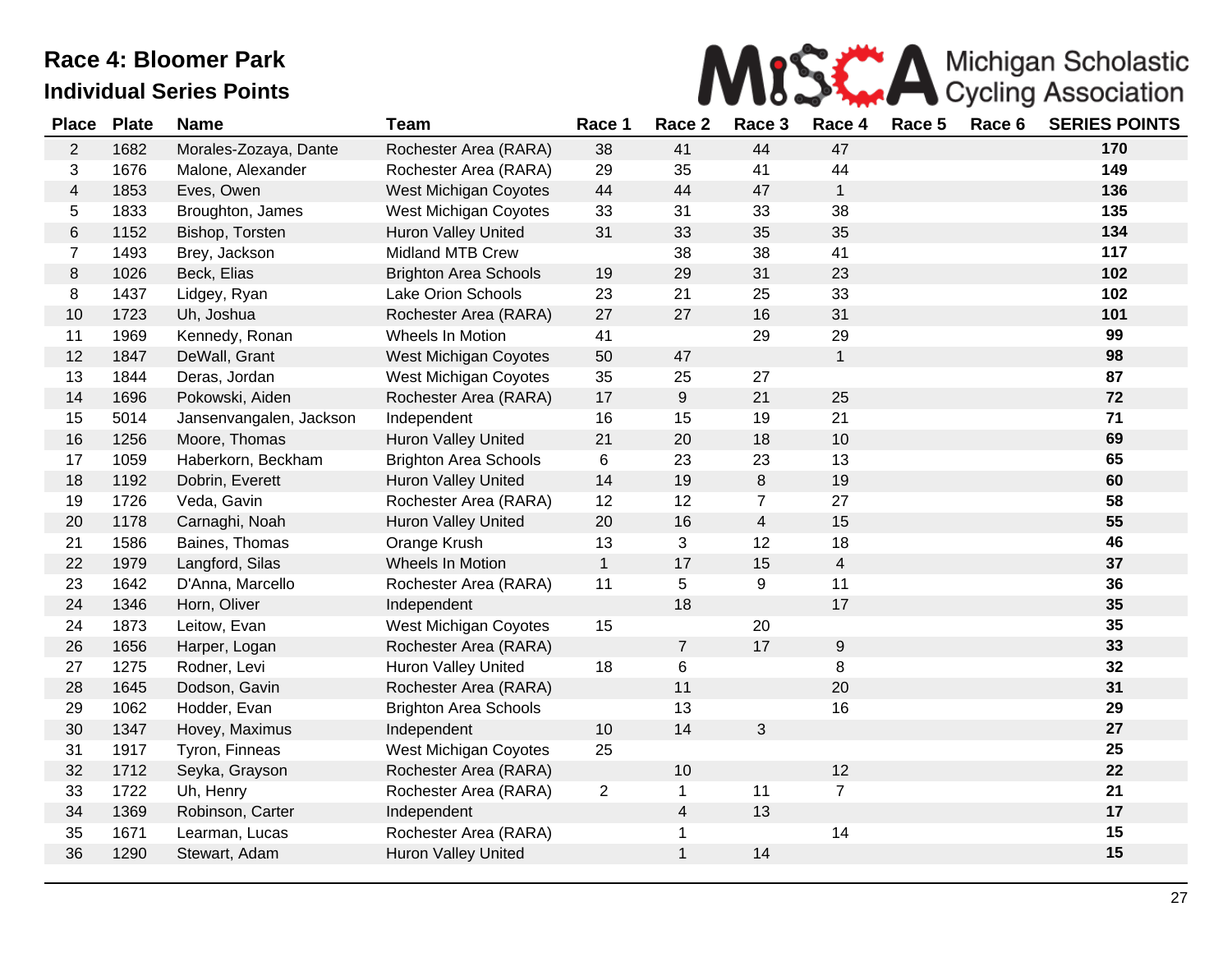# Race 4: Bloomer Park

## Individual Series Points

| Place | Plate | Name | Team | Race 1 | Race 2 | Race 3 | Race 4 | Race 5 | Race 6 | SERIES POINTS |
|---|---|---|---|---|---|---|---|---|---|---|
| 2 | 1682 | Morales-Zozaya, Dante | Rochester Area (RARA) | 38 | 41 | 44 | 47 | | | **170** |
| 3 | 1676 | Malone, Alexander | Rochester Area (RARA) | 29 | 35 | 41 | 44 | | | **149** |
| 4 | 1853 | Eves, Owen | West Michigan Coyotes | 44 | 44 | 47 | 1 | | | **136** |
| 5 | 1833 | Broughton, James | West Michigan Coyotes | 33 | 31 | 33 | 38 | | | **135** |
| 6 | 1152 | Bishop, Torsten | Huron Valley United | 31 | 33 | 35 | 35 | | | **134** |
| 7 | 1493 | Brey, Jackson | Midland MTB Crew | | 38 | 38 | 41 | | | **117** |
| 8 | 1026 | Beck, Elias | Brighton Area Schools | 19 | 29 | 31 | 23 | | | **102** |
| 8 | 1437 | Lidgey, Ryan | Lake Orion Schools | 23 | 21 | 25 | 33 | | | **102** |
| 10 | 1723 | Uh, Joshua | Rochester Area (RARA) | 27 | 27 | 16 | 31 | | | **101** |
| 11 | 1969 | Kennedy, Ronan | Wheels In Motion | 41 | | 29 | 29 | | | **99** |
| 12 | 1847 | DeWall, Grant | West Michigan Coyotes | 50 | 47 | | 1 | | | **98** |
| 13 | 1844 | Deras, Jordan | West Michigan Coyotes | 35 | 25 | 27 | | | | **87** |
| 14 | 1696 | Pokowski, Aiden | Rochester Area (RARA) | 17 | 9 | 21 | 25 | | | **72** |
| 15 | 5014 | Jansenvangalen, Jackson | Independent | 16 | 15 | 19 | 21 | | | **71** |
| 16 | 1256 | Moore, Thomas | Huron Valley United | 21 | 20 | 18 | 10 | | | **69** |
| 17 | 1059 | Haberkorn, Beckham | Brighton Area Schools | 6 | 23 | 23 | 13 | | | **65** |
| 18 | 1192 | Dobrin, Everett | Huron Valley United | 14 | 19 | 8 | 19 | | | **60** |
| 19 | 1726 | Veda, Gavin | Rochester Area (RARA) | 12 | 12 | 7 | 27 | | | **58** |
| 20 | 1178 | Carnaghi, Noah | Huron Valley United | 20 | 16 | 4 | 15 | | | **55** |
| 21 | 1586 | Baines, Thomas | Orange Krush | 13 | 3 | 12 | 18 | | | **46** |
| 22 | 1979 | Langford, Silas | Wheels In Motion | 1 | 17 | 15 | 4 | | | **37** |
| 23 | 1642 | D'Anna, Marcello | Rochester Area (RARA) | 11 | 5 | 9 | 11 | | | **36** |
| 24 | 1346 | Horn, Oliver | Independent | | 18 | | 17 | | | **35** |
| 24 | 1873 | Leitow, Evan | West Michigan Coyotes | 15 | | 20 | | | | **35** |
| 26 | 1656 | Harper, Logan | Rochester Area (RARA) | | 7 | 17 | 9 | | | **33** |
| 27 | 1275 | Rodner, Levi | Huron Valley United | 18 | 6 | | 8 | | | **32** |
| 28 | 1645 | Dodson, Gavin | Rochester Area (RARA) | | 11 | | 20 | | | **31** |
| 29 | 1062 | Hodder, Evan | Brighton Area Schools | | 13 | | 16 | | | **29** |
| 30 | 1347 | Hovey, Maximus | Independent | 10 | 14 | 3 | | | | **27** |
| 31 | 1917 | Tyron, Finneas | West Michigan Coyotes | 25 | | | | | | **25** |
| 32 | 1712 | Seyka, Grayson | Rochester Area (RARA) | | 10 | | 12 | | | **22** |
| 33 | 1722 | Uh, Henry | Rochester Area (RARA) | 2 | 1 | 11 | 7 | | | **21** |
| 34 | 1369 | Robinson, Carter | Independent | | 4 | 13 | | | | **17** |
| 35 | 1671 | Learman, Lucas | Rochester Area (RARA) | | 1 | | 14 | | | **15** |
| 36 | 1290 | Stewart, Adam | Huron Valley United | | 1 | 14 | | | | **15** |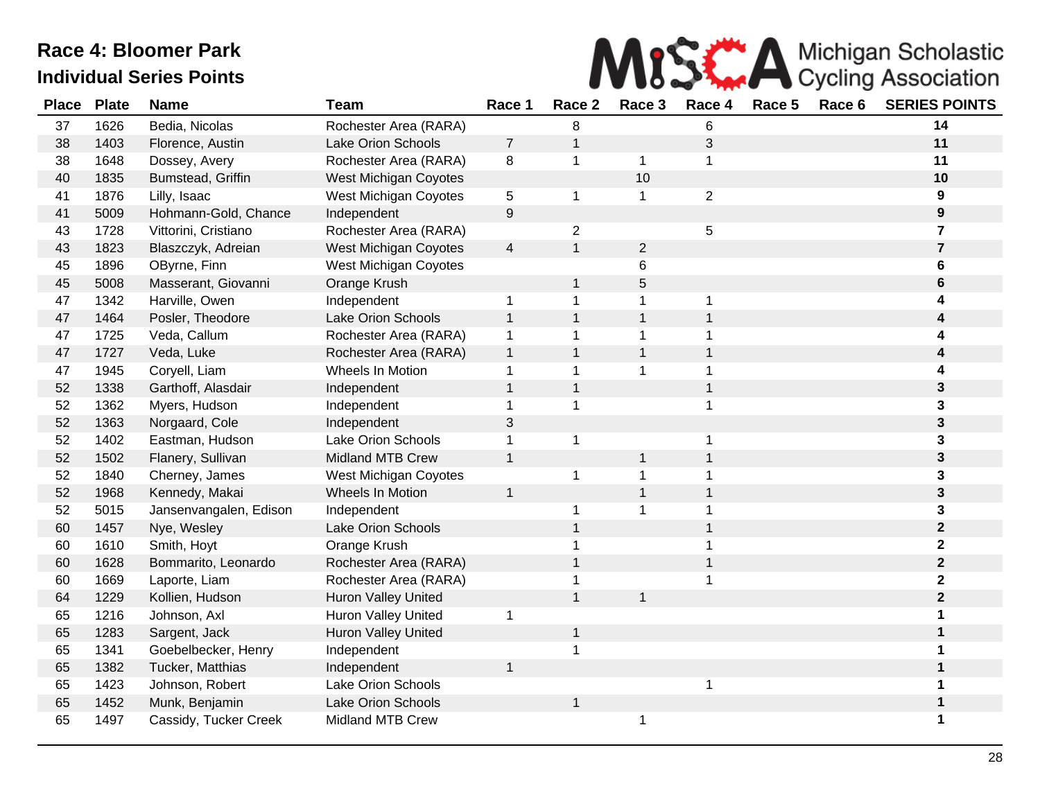# Race 4: Bloomer Park
## Individual Series Points

Michigan Scholastic Cycling Association

| Place | Plate | Name | Team | Race 1 | Race 2 | Race 3 | Race 4 | Race 5 | Race 6 | SERIES POINTS |
|---|---|---|---|---|---|---|---|---|---|---|
| 37 | 1626 | Bedia, Nicolas | Rochester Area (RARA) | | 8 | | 6 | | | **14** |
| 38 | 1403 | Florence, Austin | Lake Orion Schools | 7 | 1 | | 3 | | | **11** |
| 38 | 1648 | Dossey, Avery | Rochester Area (RARA) | 8 | 1 | 1 | 1 | | | **11** |
| 40 | 1835 | Bumstead, Griffin | West Michigan Coyotes | | | 10 | | | | **10** |
| 41 | 1876 | Lilly, Isaac | West Michigan Coyotes | 5 | 1 | 1 | 2 | | | **9** |
| 41 | 5009 | Hohmann-Gold, Chance | Independent | 9 | | | | | | **9** |
| 43 | 1728 | Vittorini, Cristiano | Rochester Area (RARA) | | 2 | | 5 | | | **7** |
| 43 | 1823 | Blaszczyk, Adreian | West Michigan Coyotes | 4 | 1 | 2 | | | | **7** |
| 45 | 1896 | OByrne, Finn | West Michigan Coyotes | | | 6 | | | | **6** |
| 45 | 5008 | Masserant, Giovanni | Orange Krush | | 1 | 5 | | | | **6** |
| 47 | 1342 | Harville, Owen | Independent | 1 | 1 | 1 | 1 | | | **4** |
| 47 | 1464 | Posler, Theodore | Lake Orion Schools | 1 | 1 | 1 | 1 | | | **4** |
| 47 | 1725 | Veda, Callum | Rochester Area (RARA) | 1 | 1 | 1 | 1 | | | **4** |
| 47 | 1727 | Veda, Luke | Rochester Area (RARA) | 1 | 1 | 1 | 1 | | | **4** |
| 47 | 1945 | Coryell, Liam | Wheels In Motion | 1 | 1 | 1 | 1 | | | **4** |
| 52 | 1338 | Garthoff, Alasdair | Independent | 1 | 1 | | 1 | | | **3** |
| 52 | 1362 | Myers, Hudson | Independent | 1 | 1 | | 1 | | | **3** |
| 52 | 1363 | Norgaard, Cole | Independent | 3 | | | | | | **3** |
| 52 | 1402 | Eastman, Hudson | Lake Orion Schools | 1 | 1 | | 1 | | | **3** |
| 52 | 1502 | Flanery, Sullivan | Midland MTB Crew | 1 | | 1 | 1 | | | **3** |
| 52 | 1840 | Cherney, James | West Michigan Coyotes | | 1 | 1 | 1 | | | **3** |
| 52 | 1968 | Kennedy, Makai | Wheels In Motion | 1 | | 1 | 1 | | | **3** |
| 52 | 5015 | Jansenvangalen, Edison | Independent | | 1 | 1 | 1 | | | **3** |
| 60 | 1457 | Nye, Wesley | Lake Orion Schools | | 1 | | 1 | | | **2** |
| 60 | 1610 | Smith, Hoyt | Orange Krush | | 1 | | 1 | | | **2** |
| 60 | 1628 | Bommarito, Leonardo | Rochester Area (RARA) | | 1 | | 1 | | | **2** |
| 60 | 1669 | Laporte, Liam | Rochester Area (RARA) | | 1 | | 1 | | | **2** |
| 64 | 1229 | Kollien, Hudson | Huron Valley United | | 1 | 1 | | | | **2** |
| 65 | 1216 | Johnson, Axl | Huron Valley United | 1 | | | | | | **1** |
| 65 | 1283 | Sargent, Jack | Huron Valley United | | 1 | | | | | **1** |
| 65 | 1341 | Goebelbecker, Henry | Independent | | 1 | | | | | **1** |
| 65 | 1382 | Tucker, Matthias | Independent | 1 | | | | | | **1** |
| 65 | 1423 | Johnson, Robert | Lake Orion Schools | | | | 1 | | | **1** |
| 65 | 1452 | Munk, Benjamin | Lake Orion Schools | | 1 | | | | | **1** |
| 65 | 1497 | Cassidy, Tucker Creek | Midland MTB Crew | | | 1 | | | | **1** |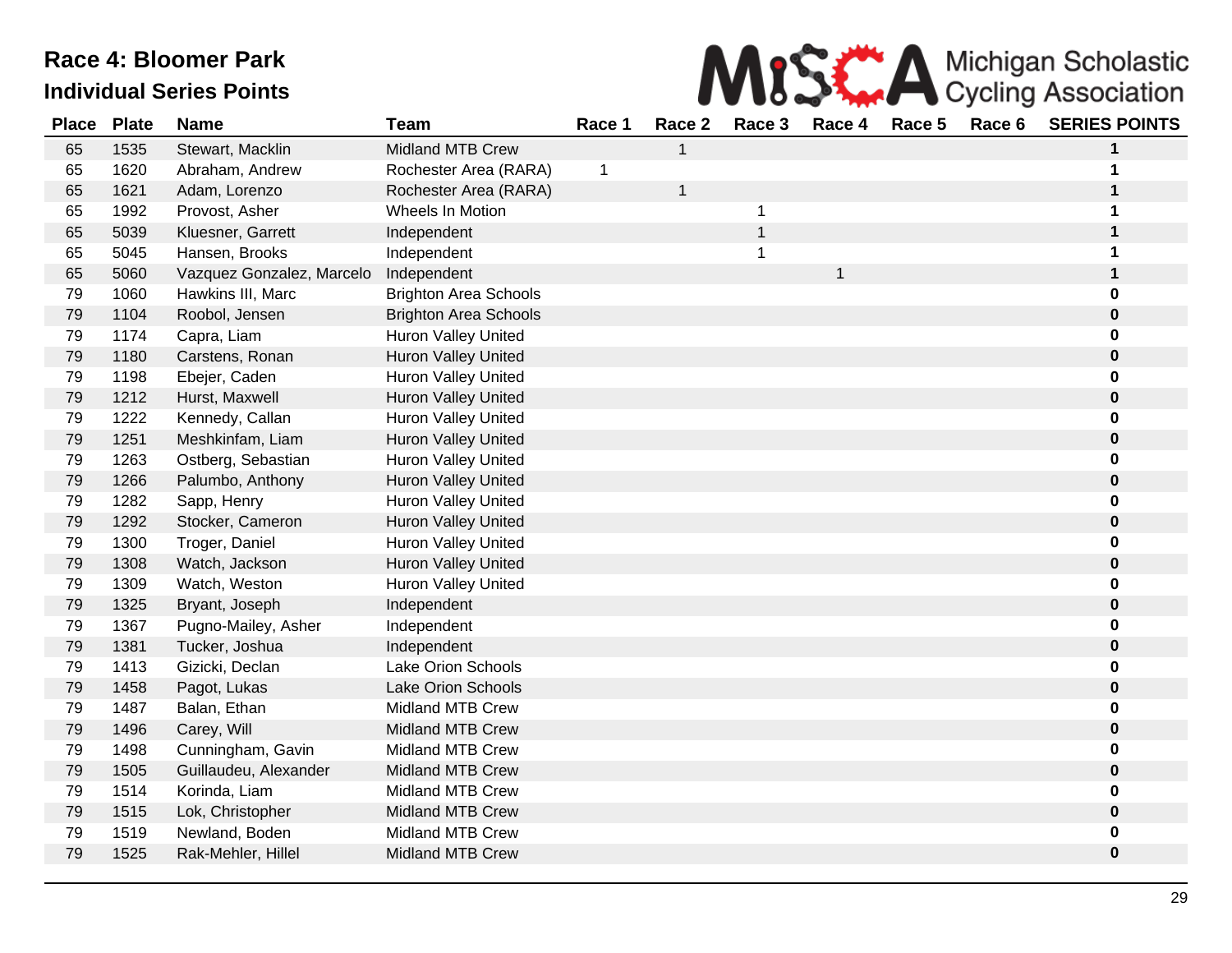# Race 4: Bloomer Park

## Individual Series Points

| Place | Plate | Name | Team | Race 1 | Race 2 | Race 3 | Race 4 | Race 5 | Race 6 | SERIES POINTS |
|---|---|---|---|---|---|---|---|---|---|---|
| 65 | 1535 | Stewart, Macklin | Midland MTB Crew | | 1 | | | | | **1** |
| 65 | 1620 | Abraham, Andrew | Rochester Area (RARA) | 1 | | | | | | **1** |
| 65 | 1621 | Adam, Lorenzo | Rochester Area (RARA) | | 1 | | | | | **1** |
| 65 | 1992 | Provost, Asher | Wheels In Motion | | | 1 | | | | **1** |
| 65 | 5039 | Kluesner, Garrett | Independent | | | 1 | | | | **1** |
| 65 | 5045 | Hansen, Brooks | Independent | | | 1 | | | | **1** |
| 65 | 5060 | Vazquez Gonzalez, Marcelo | Independent | | | | 1 | | | **1** |
| 79 | 1060 | Hawkins III, Marc | Brighton Area Schools | | | | | | | **0** |
| 79 | 1104 | Roobol, Jensen | Brighton Area Schools | | | | | | | **0** |
| 79 | 1174 | Capra, Liam | Huron Valley United | | | | | | | **0** |
| 79 | 1180 | Carstens, Ronan | Huron Valley United | | | | | | | **0** |
| 79 | 1198 | Ebejer, Caden | Huron Valley United | | | | | | | **0** |
| 79 | 1212 | Hurst, Maxwell | Huron Valley United | | | | | | | **0** |
| 79 | 1222 | Kennedy, Callan | Huron Valley United | | | | | | | **0** |
| 79 | 1251 | Meshkinfam, Liam | Huron Valley United | | | | | | | **0** |
| 79 | 1263 | Ostberg, Sebastian | Huron Valley United | | | | | | | **0** |
| 79 | 1266 | Palumbo, Anthony | Huron Valley United | | | | | | | **0** |
| 79 | 1282 | Sapp, Henry | Huron Valley United | | | | | | | **0** |
| 79 | 1292 | Stocker, Cameron | Huron Valley United | | | | | | | **0** |
| 79 | 1300 | Troger, Daniel | Huron Valley United | | | | | | | **0** |
| 79 | 1308 | Watch, Jackson | Huron Valley United | | | | | | | **0** |
| 79 | 1309 | Watch, Weston | Huron Valley United | | | | | | | **0** |
| 79 | 1325 | Bryant, Joseph | Independent | | | | | | | **0** |
| 79 | 1367 | Pugno-Mailey, Asher | Independent | | | | | | | **0** |
| 79 | 1381 | Tucker, Joshua | Independent | | | | | | | **0** |
| 79 | 1413 | Gizicki, Declan | Lake Orion Schools | | | | | | | **0** |
| 79 | 1458 | Pagot, Lukas | Lake Orion Schools | | | | | | | **0** |
| 79 | 1487 | Balan, Ethan | Midland MTB Crew | | | | | | | **0** |
| 79 | 1496 | Carey, Will | Midland MTB Crew | | | | | | | **0** |
| 79 | 1498 | Cunningham, Gavin | Midland MTB Crew | | | | | | | **0** |
| 79 | 1505 | Guillaudeu, Alexander | Midland MTB Crew | | | | | | | **0** |
| 79 | 1514 | Korinda, Liam | Midland MTB Crew | | | | | | | **0** |
| 79 | 1515 | Lok, Christopher | Midland MTB Crew | | | | | | | **0** |
| 79 | 1519 | Newland, Boden | Midland MTB Crew | | | | | | | **0** |
| 79 | 1525 | Rak-Mehler, Hillel | Midland MTB Crew | | | | | | | **0** |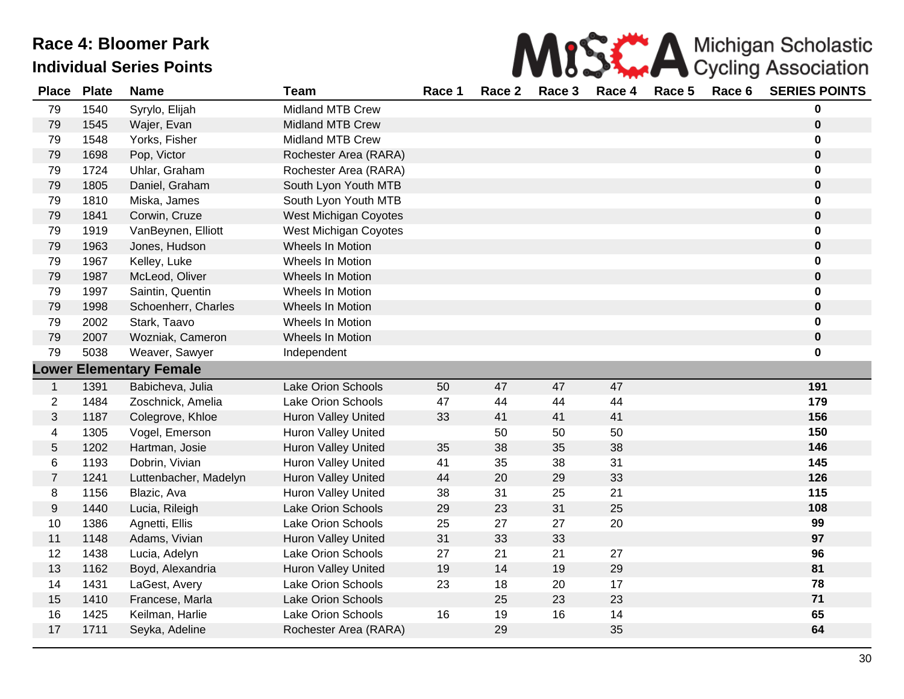# Race 4: Bloomer Park

## Individual Series Points

Michigan Scholastic Cycling Association

| Place | Plate | Name | Team | Race 1 | Race 2 | Race 3 | Race 4 | Race 5 | Race 6 | SERIES POINTS |
|---|---|---|---|---|---|---|---|---|---|---|
| 79 | 1540 | Syrylo, Elijah | Midland MTB Crew | | | | | | | **0** |
| 79 | 1545 | Wajer, Evan | Midland MTB Crew | | | | | | | **0** |
| 79 | 1548 | Yorks, Fisher | Midland MTB Crew | | | | | | | **0** |
| 79 | 1698 | Pop, Victor | Rochester Area (RARA) | | | | | | | **0** |
| 79 | 1724 | Uhlar, Graham | Rochester Area (RARA) | | | | | | | **0** |
| 79 | 1805 | Daniel, Graham | South Lyon Youth MTB | | | | | | | **0** |
| 79 | 1810 | Miska, James | South Lyon Youth MTB | | | | | | | **0** |
| 79 | 1841 | Corwin, Cruze | West Michigan Coyotes | | | | | | | **0** |
| 79 | 1919 | VanBeynen, Elliott | West Michigan Coyotes | | | | | | | **0** |
| 79 | 1963 | Jones, Hudson | Wheels In Motion | | | | | | | **0** |
| 79 | 1967 | Kelley, Luke | Wheels In Motion | | | | | | | **0** |
| 79 | 1987 | McLeod, Oliver | Wheels In Motion | | | | | | | **0** |
| 79 | 1997 | Saintin, Quentin | Wheels In Motion | | | | | | | **0** |
| 79 | 1998 | Schoenherr, Charles | Wheels In Motion | | | | | | | **0** |
| 79 | 2002 | Stark, Taavo | Wheels In Motion | | | | | | | **0** |
| 79 | 2007 | Wozniak, Cameron | Wheels In Motion | | | | | | | **0** |
| 79 | 5038 | Weaver, Sawyer | Independent | | | | | | | **0** |
| **Lower Elementary Female** | | | | | | | | | | |
| 1 | 1391 | Babicheva, Julia | Lake Orion Schools | 50 | 47 | 47 | 47 | | | **191** |
| 2 | 1484 | Zoschnick, Amelia | Lake Orion Schools | 47 | 44 | 44 | 44 | | | **179** |
| 3 | 1187 | Colegrove, Khloe | Huron Valley United | 33 | 41 | 41 | 41 | | | **156** |
| 4 | 1305 | Vogel, Emerson | Huron Valley United | | 50 | 50 | 50 | | | **150** |
| 5 | 1202 | Hartman, Josie | Huron Valley United | 35 | 38 | 35 | 38 | | | **146** |
| 6 | 1193 | Dobrin, Vivian | Huron Valley United | 41 | 35 | 38 | 31 | | | **145** |
| 7 | 1241 | Luttenbacher, Madelyn | Huron Valley United | 44 | 20 | 29 | 33 | | | **126** |
| 8 | 1156 | Blazic, Ava | Huron Valley United | 38 | 31 | 25 | 21 | | | **115** |
| 9 | 1440 | Lucia, Rileigh | Lake Orion Schools | 29 | 23 | 31 | 25 | | | **108** |
| 10 | 1386 | Agnetti, Ellis | Lake Orion Schools | 25 | 27 | 27 | 20 | | | **99** |
| 11 | 1148 | Adams, Vivian | Huron Valley United | 31 | 33 | 33 | | | | **97** |
| 12 | 1438 | Lucia, Adelyn | Lake Orion Schools | 27 | 21 | 21 | 27 | | | **96** |
| 13 | 1162 | Boyd, Alexandria | Huron Valley United | 19 | 14 | 19 | 29 | | | **81** |
| 14 | 1431 | LaGest, Avery | Lake Orion Schools | 23 | 18 | 20 | 17 | | | **78** |
| 15 | 1410 | Francese, Marla | Lake Orion Schools | | 25 | 23 | 23 | | | **71** |
| 16 | 1425 | Keilman, Harlie | Lake Orion Schools | 16 | 19 | 16 | 14 | | | **65** |
| 17 | 1711 | Seyka, Adeline | Rochester Area (RARA) | | 29 | | 35 | | | **64** |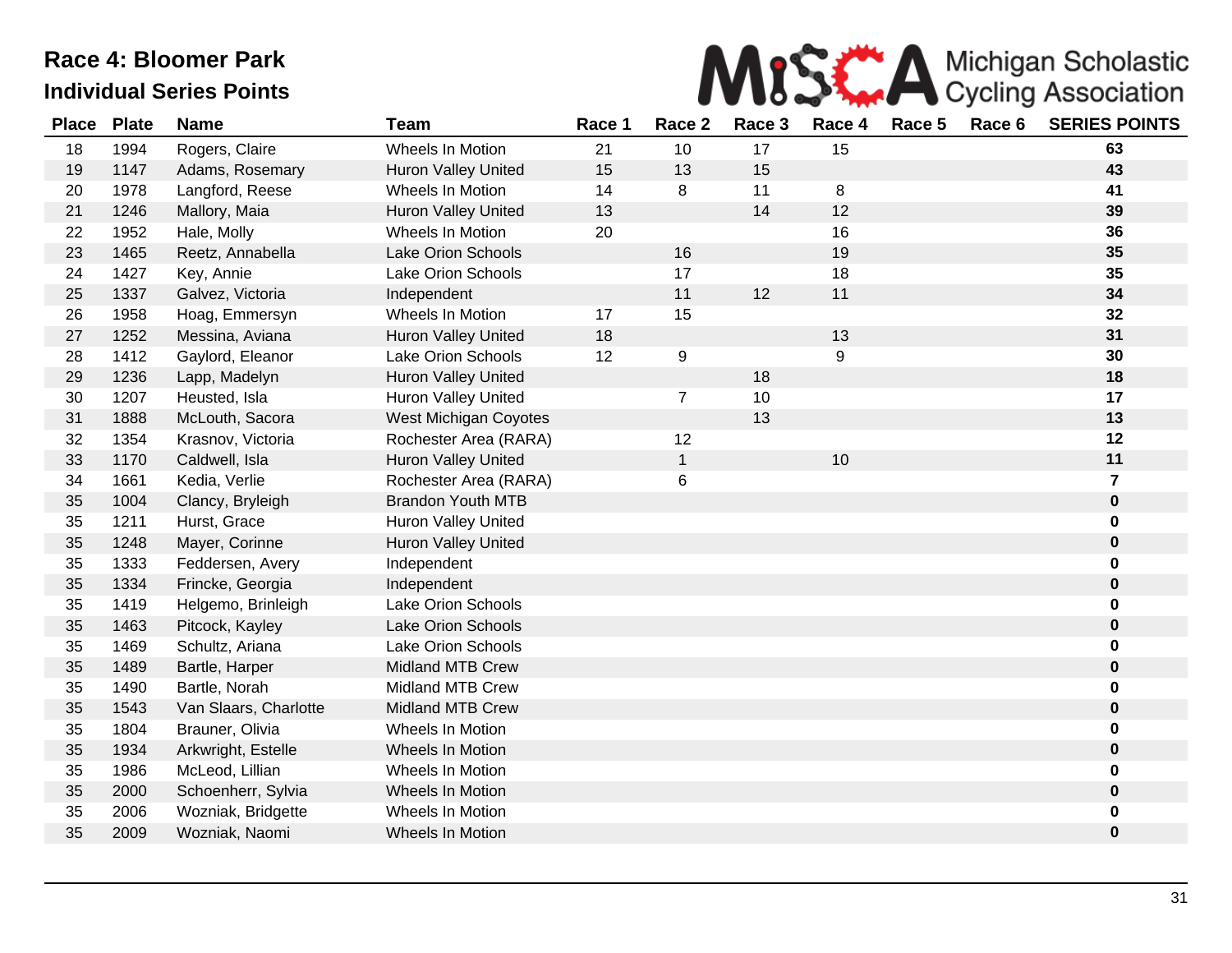# Race 4: Bloomer Park

## Individual Series Points

MiSCA Michigan Scholastic Cycling Association

| Place | Plate | Name | Team | Race 1 | Race 2 | Race 3 | Race 4 | Race 5 | Race 6 | SERIES POINTS |
|---|---|---|---|---|---|---|---|---|---|---|
| 18 | 1994 | Rogers, Claire | Wheels In Motion | 21 | 10 | 17 | 15 | | | **63** |
| 19 | 1147 | Adams, Rosemary | Huron Valley United | 15 | 13 | 15 | | | | **43** |
| 20 | 1978 | Langford, Reese | Wheels In Motion | 14 | 8 | 11 | 8 | | | **41** |
| 21 | 1246 | Mallory, Maia | Huron Valley United | 13 | | 14 | 12 | | | **39** |
| 22 | 1952 | Hale, Molly | Wheels In Motion | 20 | | | 16 | | | **36** |
| 23 | 1465 | Reetz, Annabella | Lake Orion Schools | | 16 | | 19 | | | **35** |
| 24 | 1427 | Key, Annie | Lake Orion Schools | | 17 | | 18 | | | **35** |
| 25 | 1337 | Galvez, Victoria | Independent | | 11 | 12 | 11 | | | **34** |
| 26 | 1958 | Hoag, Emmersyn | Wheels In Motion | 17 | 15 | | | | | **32** |
| 27 | 1252 | Messina, Aviana | Huron Valley United | 18 | | | 13 | | | **31** |
| 28 | 1412 | Gaylord, Eleanor | Lake Orion Schools | 12 | 9 | | 9 | | | **30** |
| 29 | 1236 | Lapp, Madelyn | Huron Valley United | | | 18 | | | | **18** |
| 30 | 1207 | Heusted, Isla | Huron Valley United | | 7 | 10 | | | | **17** |
| 31 | 1888 | McLouth, Sacora | West Michigan Coyotes | | | 13 | | | | **13** |
| 32 | 1354 | Krasnov, Victoria | Rochester Area (RARA) | | 12 | | | | | **12** |
| 33 | 1170 | Caldwell, Isla | Huron Valley United | | 1 | | 10 | | | **11** |
| 34 | 1661 | Kedia, Verlie | Rochester Area (RARA) | | 6 | | | | | **7** |
| 35 | 1004 | Clancy, Bryleigh | Brandon Youth MTB | | | | | | | **0** |
| 35 | 1211 | Hurst, Grace | Huron Valley United | | | | | | | **0** |
| 35 | 1248 | Mayer, Corinne | Huron Valley United | | | | | | | **0** |
| 35 | 1333 | Feddersen, Avery | Independent | | | | | | | **0** |
| 35 | 1334 | Frincke, Georgia | Independent | | | | | | | **0** |
| 35 | 1419 | Helgemo, Brinleigh | Lake Orion Schools | | | | | | | **0** |
| 35 | 1463 | Pitcock, Kayley | Lake Orion Schools | | | | | | | **0** |
| 35 | 1469 | Schultz, Ariana | Lake Orion Schools | | | | | | | **0** |
| 35 | 1489 | Bartle, Harper | Midland MTB Crew | | | | | | | **0** |
| 35 | 1490 | Bartle, Norah | Midland MTB Crew | | | | | | | **0** |
| 35 | 1543 | Van Slaars, Charlotte | Midland MTB Crew | | | | | | | **0** |
| 35 | 1804 | Brauner, Olivia | Wheels In Motion | | | | | | | **0** |
| 35 | 1934 | Arkwright, Estelle | Wheels In Motion | | | | | | | **0** |
| 35 | 1986 | McLeod, Lillian | Wheels In Motion | | | | | | | **0** |
| 35 | 2000 | Schoenherr, Sylvia | Wheels In Motion | | | | | | | **0** |
| 35 | 2006 | Wozniak, Bridgette | Wheels In Motion | | | | | | | **0** |
| 35 | 2009 | Wozniak, Naomi | Wheels In Motion | | | | | | | **0** |